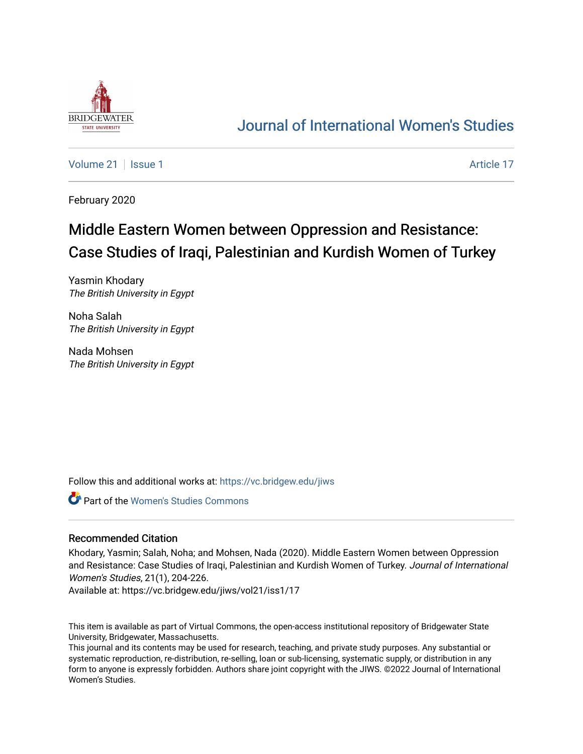# Journal of International Women's Studies

Volume 21 | Issue 1 | Article 17

February 2020

## Middle Eastern Women between Oppression and Resistance: Case Studies of Iraqi, Palestinian and Kurdish Women of Turkey

Yasmin Khodary
*The British University in Egypt*

Noha Salah
*The British University in Egypt*

Nada Mohsen
*The British University in Egypt*

Follow this and additional works at: https://vc.bridgew.edu/jiws

Part of the Women's Studies Commons

### Recommended Citation

Khodary, Yasmin; Salah, Noha; and Mohsen, Nada (2020). Middle Eastern Women between Oppression and Resistance: Case Studies of Iraqi, Palestinian and Kurdish Women of Turkey. *Journal of International Women's Studies*, 21(1), 204-226.
Available at: https://vc.bridgew.edu/jiws/vol21/iss1/17

This item is available as part of Virtual Commons, the open-access institutional repository of Bridgewater State University, Bridgewater, Massachusetts.
This journal and its contents may be used for research, teaching, and private study purposes. Any substantial or systematic reproduction, re-distribution, re-selling, loan or sub-licensing, systematic supply, or distribution in any form to anyone is expressly forbidden. Authors share joint copyright with the JIWS. ©2022 Journal of International Women's Studies.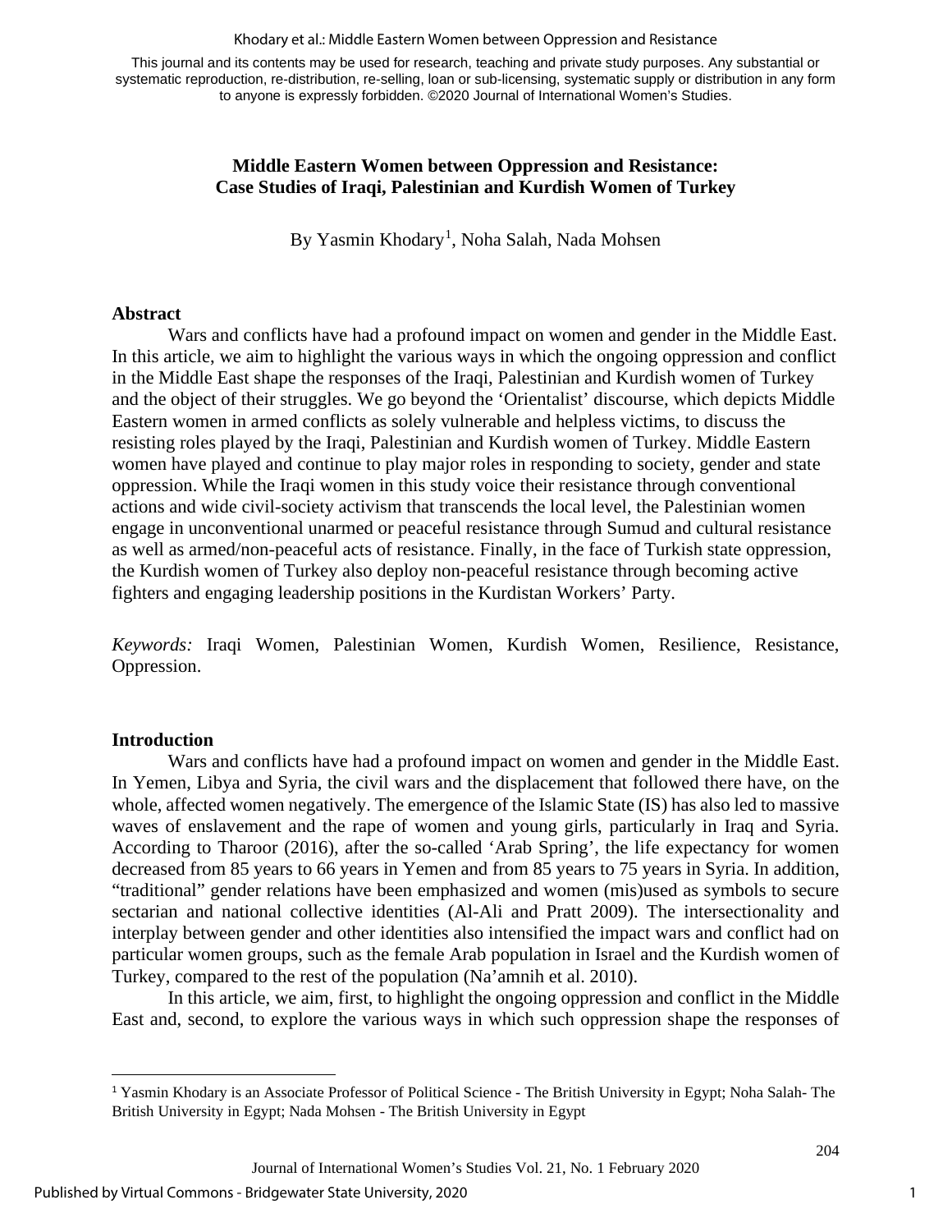This journal and its contents may be used for research, teaching and private study purposes. Any substantial or systematic reproduction, re-distribution, re-selling, loan or sub-licensing, systematic supply or distribution in any form to anyone is expressly forbidden. ©2020 Journal of International Women's Studies.

# Middle Eastern Women between Oppression and Resistance: Case Studies of Iraqi, Palestinian and Kurdish Women of Turkey

By Yasmin Khodary[1], Noha Salah, Nada Mohsen

## Abstract

Wars and conflicts have had a profound impact on women and gender in the Middle East. In this article, we aim to highlight the various ways in which the ongoing oppression and conflict in the Middle East shape the responses of the Iraqi, Palestinian and Kurdish women of Turkey and the object of their struggles. We go beyond the 'Orientalist' discourse, which depicts Middle Eastern women in armed conflicts as solely vulnerable and helpless victims, to discuss the resisting roles played by the Iraqi, Palestinian and Kurdish women of Turkey. Middle Eastern women have played and continue to play major roles in responding to society, gender and state oppression. While the Iraqi women in this study voice their resistance through conventional actions and wide civil-society activism that transcends the local level, the Palestinian women engage in unconventional unarmed or peaceful resistance through Sumud and cultural resistance as well as armed/non-peaceful acts of resistance. Finally, in the face of Turkish state oppression, the Kurdish women of Turkey also deploy non-peaceful resistance through becoming active fighters and engaging leadership positions in the Kurdistan Workers' Party.

*Keywords:* Iraqi Women, Palestinian Women, Kurdish Women, Resilience, Resistance, Oppression.

## Introduction

Wars and conflicts have had a profound impact on women and gender in the Middle East. In Yemen, Libya and Syria, the civil wars and the displacement that followed there have, on the whole, affected women negatively. The emergence of the Islamic State (IS) has also led to massive waves of enslavement and the rape of women and young girls, particularly in Iraq and Syria. According to Tharoor (2016), after the so-called 'Arab Spring', the life expectancy for women decreased from 85 years to 66 years in Yemen and from 85 years to 75 years in Syria. In addition, "traditional" gender relations have been emphasized and women (mis)used as symbols to secure sectarian and national collective identities (Al-Ali and Pratt 2009). The intersectionality and interplay between gender and other identities also intensified the impact wars and conflict had on particular women groups, such as the female Arab population in Israel and the Kurdish women of Turkey, compared to the rest of the population (Na'amnih et al. 2010).

In this article, we aim, first, to highlight the ongoing oppression and conflict in the Middle East and, second, to explore the various ways in which such oppression shape the responses of

[1] Yasmin Khodary is an Associate Professor of Political Science - The British University in Egypt; Noha Salah- The British University in Egypt; Nada Mohsen - The British University in Egypt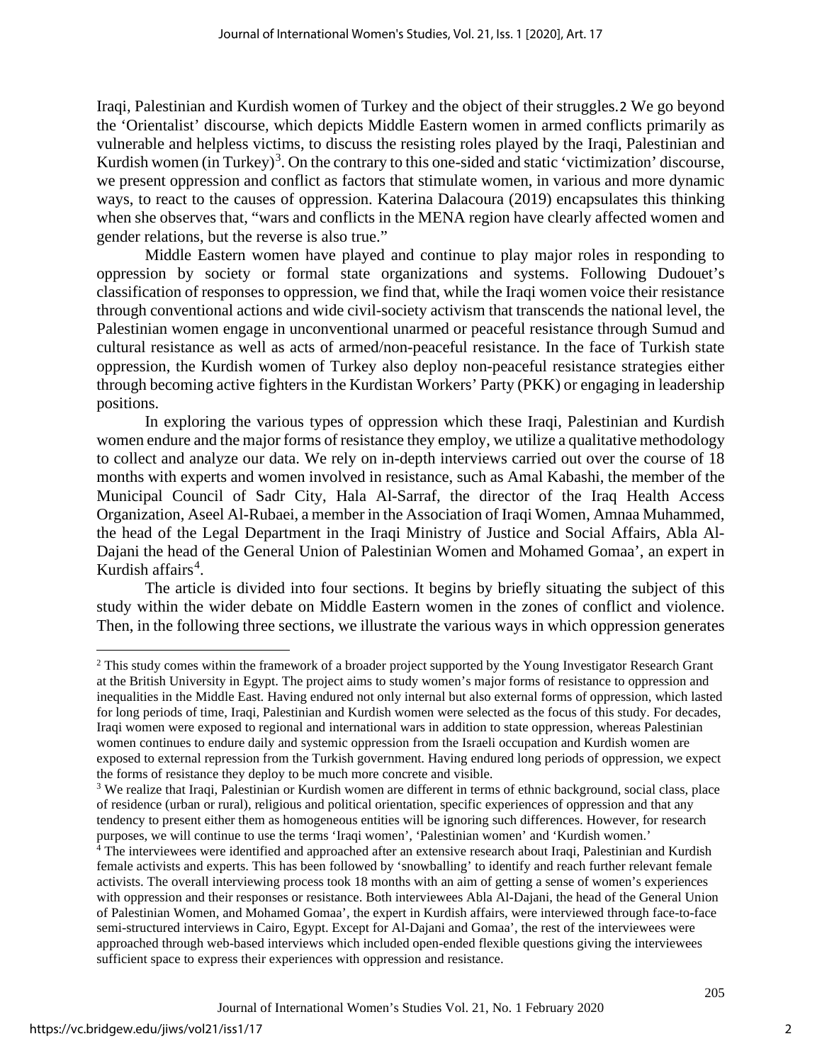Iraqi, Palestinian and Kurdish women of Turkey and the object of their struggles.[2] We go beyond the 'Orientalist' discourse, which depicts Middle Eastern women in armed conflicts primarily as vulnerable and helpless victims, to discuss the resisting roles played by the Iraqi, Palestinian and Kurdish women (in Turkey)[3]. On the contrary to this one-sided and static 'victimization' discourse, we present oppression and conflict as factors that stimulate women, in various and more dynamic ways, to react to the causes of oppression. Katerina Dalacoura (2019) encapsulates this thinking when she observes that, "wars and conflicts in the MENA region have clearly affected women and gender relations, but the reverse is also true."

Middle Eastern women have played and continue to play major roles in responding to oppression by society or formal state organizations and systems. Following Dudouet's classification of responses to oppression, we find that, while the Iraqi women voice their resistance through conventional actions and wide civil-society activism that transcends the national level, the Palestinian women engage in unconventional unarmed or peaceful resistance through Sumud and cultural resistance as well as acts of armed/non-peaceful resistance. In the face of Turkish state oppression, the Kurdish women of Turkey also deploy non-peaceful resistance strategies either through becoming active fighters in the Kurdistan Workers' Party (PKK) or engaging in leadership positions.

In exploring the various types of oppression which these Iraqi, Palestinian and Kurdish women endure and the major forms of resistance they employ, we utilize a qualitative methodology to collect and analyze our data. We rely on in-depth interviews carried out over the course of 18 months with experts and women involved in resistance, such as Amal Kabashi, the member of the Municipal Council of Sadr City, Hala Al-Sarraf, the director of the Iraq Health Access Organization, Aseel Al-Rubaei, a member in the Association of Iraqi Women, Amnaa Muhammed, the head of the Legal Department in the Iraqi Ministry of Justice and Social Affairs, Abla Al-Dajani the head of the General Union of Palestinian Women and Mohamed Gomaa', an expert in Kurdish affairs[4].

The article is divided into four sections. It begins by briefly situating the subject of this study within the wider debate on Middle Eastern women in the zones of conflict and violence. Then, in the following three sections, we illustrate the various ways in which oppression generates

---

[2] This study comes within the framework of a broader project supported by the Young Investigator Research Grant at the British University in Egypt. The project aims to study women's major forms of resistance to oppression and inequalities in the Middle East. Having endured not only internal but also external forms of oppression, which lasted for long periods of time, Iraqi, Palestinian and Kurdish women were selected as the focus of this study. For decades, Iraqi women were exposed to regional and international wars in addition to state oppression, whereas Palestinian women continues to endure daily and systemic oppression from the Israeli occupation and Kurdish women are exposed to external repression from the Turkish government. Having endured long periods of oppression, we expect the forms of resistance they deploy to be much more concrete and visible.

[3] We realize that Iraqi, Palestinian or Kurdish women are different in terms of ethnic background, social class, place of residence (urban or rural), religious and political orientation, specific experiences of oppression and that any tendency to present either them as homogeneous entities will be ignoring such differences. However, for research purposes, we will continue to use the terms 'Iraqi women', 'Palestinian women' and 'Kurdish women.'

[4] The interviewees were identified and approached after an extensive research about Iraqi, Palestinian and Kurdish female activists and experts. This has been followed by 'snowballing' to identify and reach further relevant female activists. The overall interviewing process took 18 months with an aim of getting a sense of women's experiences with oppression and their responses or resistance. Both interviewees Abla Al-Dajani, the head of the General Union of Palestinian Women, and Mohamed Gomaa', the expert in Kurdish affairs, were interviewed through face-to-face semi-structured interviews in Cairo, Egypt. Except for Al-Dajani and Gomaa', the rest of the interviewees were approached through web-based interviews which included open-ended flexible questions giving the interviewees sufficient space to express their experiences with oppression and resistance.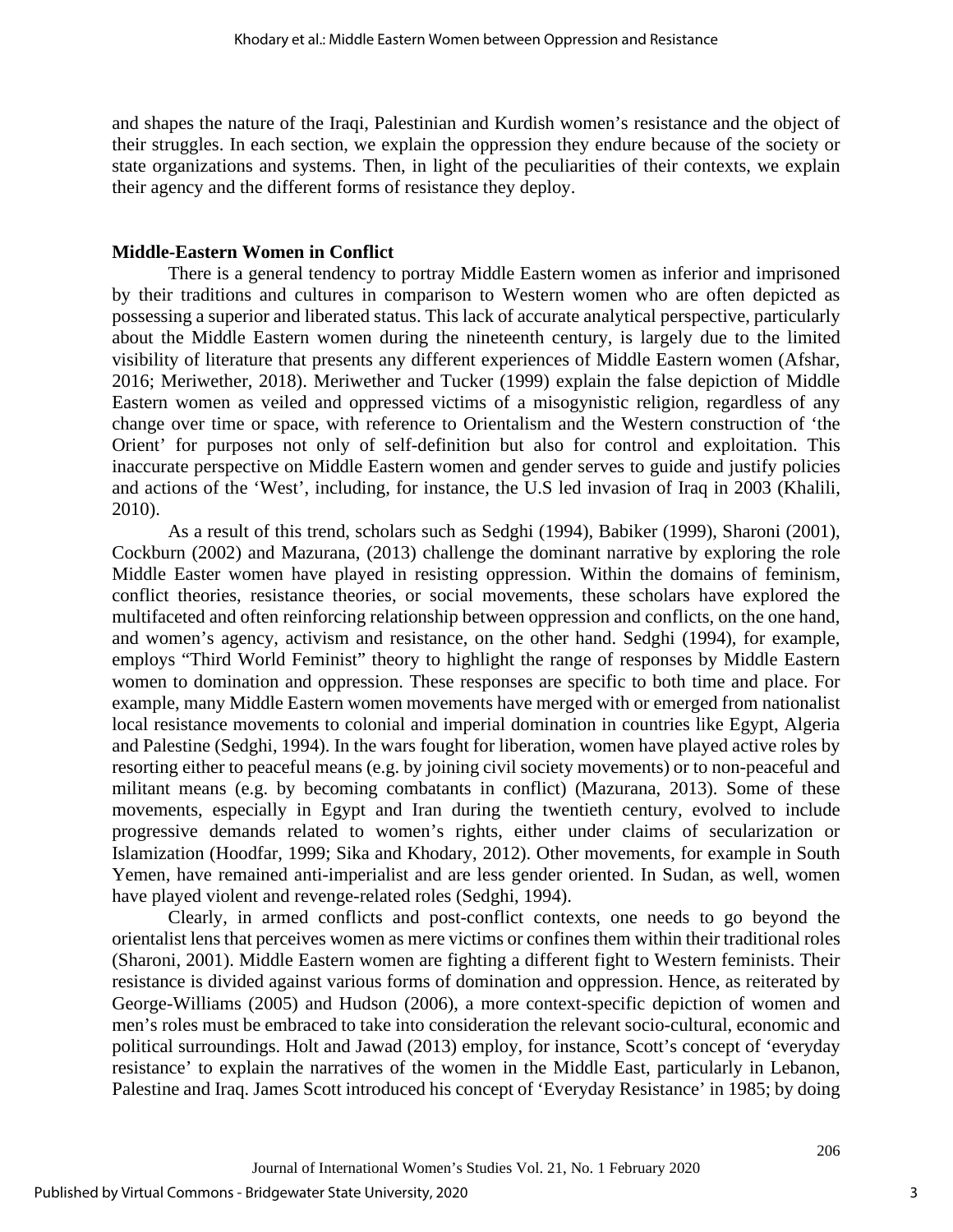and shapes the nature of the Iraqi, Palestinian and Kurdish women's resistance and the object of their struggles. In each section, we explain the oppression they endure because of the society or state organizations and systems. Then, in light of the peculiarities of their contexts, we explain their agency and the different forms of resistance they deploy.

**Middle-Eastern Women in Conflict**

There is a general tendency to portray Middle Eastern women as inferior and imprisoned by their traditions and cultures in comparison to Western women who are often depicted as possessing a superior and liberated status. This lack of accurate analytical perspective, particularly about the Middle Eastern women during the nineteenth century, is largely due to the limited visibility of literature that presents any different experiences of Middle Eastern women (Afshar, 2016; Meriwether, 2018). Meriwether and Tucker (1999) explain the false depiction of Middle Eastern women as veiled and oppressed victims of a misogynistic religion, regardless of any change over time or space, with reference to Orientalism and the Western construction of 'the Orient' for purposes not only of self-definition but also for control and exploitation. This inaccurate perspective on Middle Eastern women and gender serves to guide and justify policies and actions of the 'West', including, for instance, the U.S led invasion of Iraq in 2003 (Khalili, 2010).

As a result of this trend, scholars such as Sedghi (1994), Babiker (1999), Sharoni (2001), Cockburn (2002) and Mazurana, (2013) challenge the dominant narrative by exploring the role Middle Easter women have played in resisting oppression. Within the domains of feminism, conflict theories, resistance theories, or social movements, these scholars have explored the multifaceted and often reinforcing relationship between oppression and conflicts, on the one hand, and women's agency, activism and resistance, on the other hand. Sedghi (1994), for example, employs "Third World Feminist" theory to highlight the range of responses by Middle Eastern women to domination and oppression. These responses are specific to both time and place. For example, many Middle Eastern women movements have merged with or emerged from nationalist local resistance movements to colonial and imperial domination in countries like Egypt, Algeria and Palestine (Sedghi, 1994). In the wars fought for liberation, women have played active roles by resorting either to peaceful means (e.g. by joining civil society movements) or to non-peaceful and militant means (e.g. by becoming combatants in conflict) (Mazurana, 2013). Some of these movements, especially in Egypt and Iran during the twentieth century, evolved to include progressive demands related to women's rights, either under claims of secularization or Islamization (Hoodfar, 1999; Sika and Khodary, 2012). Other movements, for example in South Yemen, have remained anti-imperialist and are less gender oriented. In Sudan, as well, women have played violent and revenge-related roles (Sedghi, 1994).

Clearly, in armed conflicts and post-conflict contexts, one needs to go beyond the orientalist lens that perceives women as mere victims or confines them within their traditional roles (Sharoni, 2001). Middle Eastern women are fighting a different fight to Western feminists. Their resistance is divided against various forms of domination and oppression. Hence, as reiterated by George-Williams (2005) and Hudson (2006), a more context-specific depiction of women and men's roles must be embraced to take into consideration the relevant socio-cultural, economic and political surroundings. Holt and Jawad (2013) employ, for instance, Scott's concept of 'everyday resistance' to explain the narratives of the women in the Middle East, particularly in Lebanon, Palestine and Iraq. James Scott introduced his concept of 'Everyday Resistance' in 1985; by doing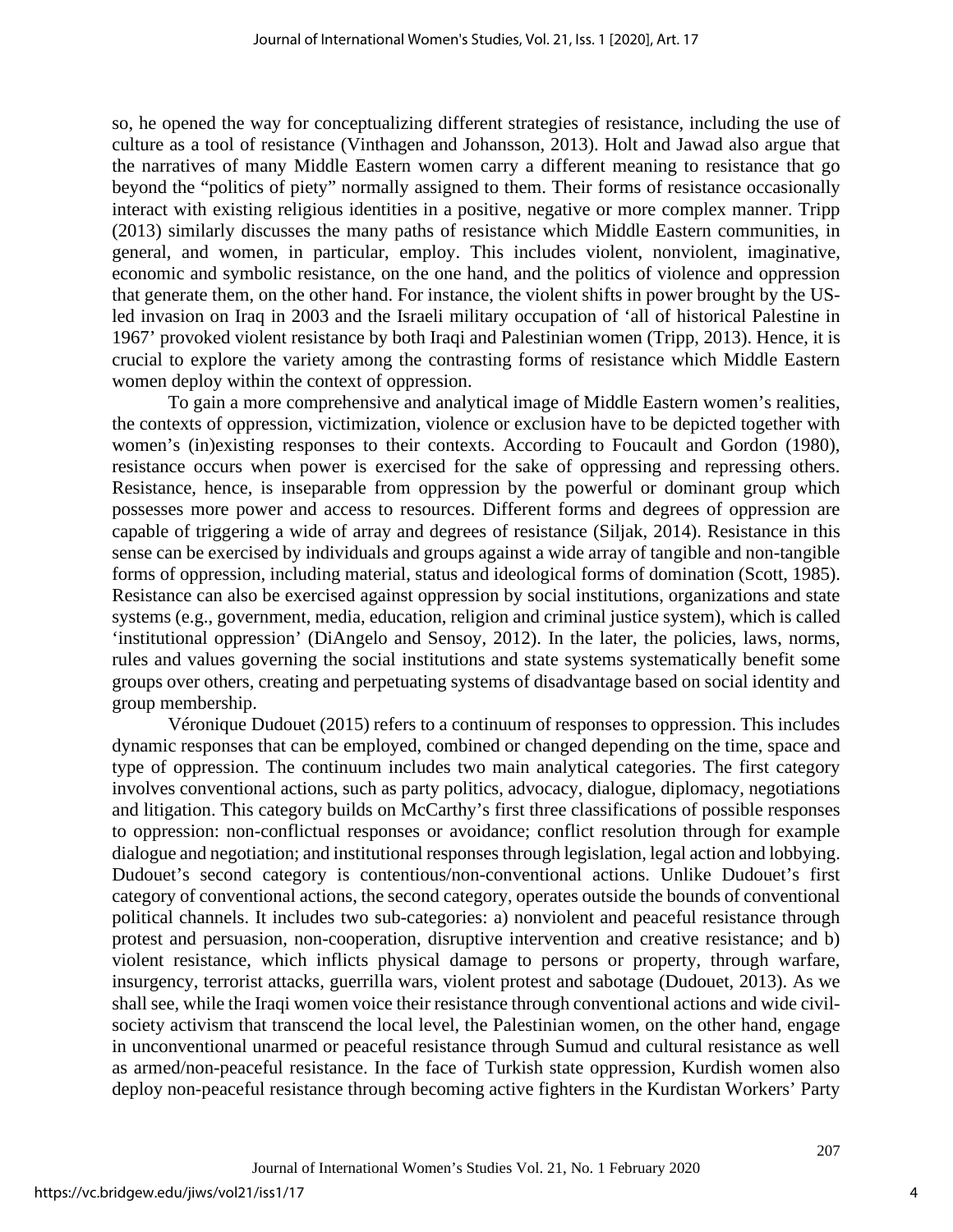so, he opened the way for conceptualizing different strategies of resistance, including the use of culture as a tool of resistance (Vinthagen and Johansson, 2013). Holt and Jawad also argue that the narratives of many Middle Eastern women carry a different meaning to resistance that go beyond the "politics of piety" normally assigned to them. Their forms of resistance occasionally interact with existing religious identities in a positive, negative or more complex manner. Tripp (2013) similarly discusses the many paths of resistance which Middle Eastern communities, in general, and women, in particular, employ. This includes violent, nonviolent, imaginative, economic and symbolic resistance, on the one hand, and the politics of violence and oppression that generate them, on the other hand. For instance, the violent shifts in power brought by the US-led invasion on Iraq in 2003 and the Israeli military occupation of 'all of historical Palestine in 1967' provoked violent resistance by both Iraqi and Palestinian women (Tripp, 2013). Hence, it is crucial to explore the variety among the contrasting forms of resistance which Middle Eastern women deploy within the context of oppression.

To gain a more comprehensive and analytical image of Middle Eastern women's realities, the contexts of oppression, victimization, violence or exclusion have to be depicted together with women's (in)existing responses to their contexts. According to Foucault and Gordon (1980), resistance occurs when power is exercised for the sake of oppressing and repressing others. Resistance, hence, is inseparable from oppression by the powerful or dominant group which possesses more power and access to resources. Different forms and degrees of oppression are capable of triggering a wide of array and degrees of resistance (Siljak, 2014). Resistance in this sense can be exercised by individuals and groups against a wide array of tangible and non-tangible forms of oppression, including material, status and ideological forms of domination (Scott, 1985). Resistance can also be exercised against oppression by social institutions, organizations and state systems (e.g., government, media, education, religion and criminal justice system), which is called 'institutional oppression' (DiAngelo and Sensoy, 2012). In the later, the policies, laws, norms, rules and values governing the social institutions and state systems systematically benefit some groups over others, creating and perpetuating systems of disadvantage based on social identity and group membership.

Véronique Dudouet (2015) refers to a continuum of responses to oppression. This includes dynamic responses that can be employed, combined or changed depending on the time, space and type of oppression. The continuum includes two main analytical categories. The first category involves conventional actions, such as party politics, advocacy, dialogue, diplomacy, negotiations and litigation. This category builds on McCarthy's first three classifications of possible responses to oppression: non-conflictual responses or avoidance; conflict resolution through for example dialogue and negotiation; and institutional responses through legislation, legal action and lobbying. Dudouet's second category is contentious/non-conventional actions. Unlike Dudouet's first category of conventional actions, the second category, operates outside the bounds of conventional political channels. It includes two sub-categories: a) nonviolent and peaceful resistance through protest and persuasion, non-cooperation, disruptive intervention and creative resistance; and b) violent resistance, which inflicts physical damage to persons or property, through warfare, insurgency, terrorist attacks, guerrilla wars, violent protest and sabotage (Dudouet, 2013). As we shall see, while the Iraqi women voice their resistance through conventional actions and wide civil-society activism that transcend the local level, the Palestinian women, on the other hand, engage in unconventional unarmed or peaceful resistance through Sumud and cultural resistance as well as armed/non-peaceful resistance. In the face of Turkish state oppression, Kurdish women also deploy non-peaceful resistance through becoming active fighters in the Kurdistan Workers' Party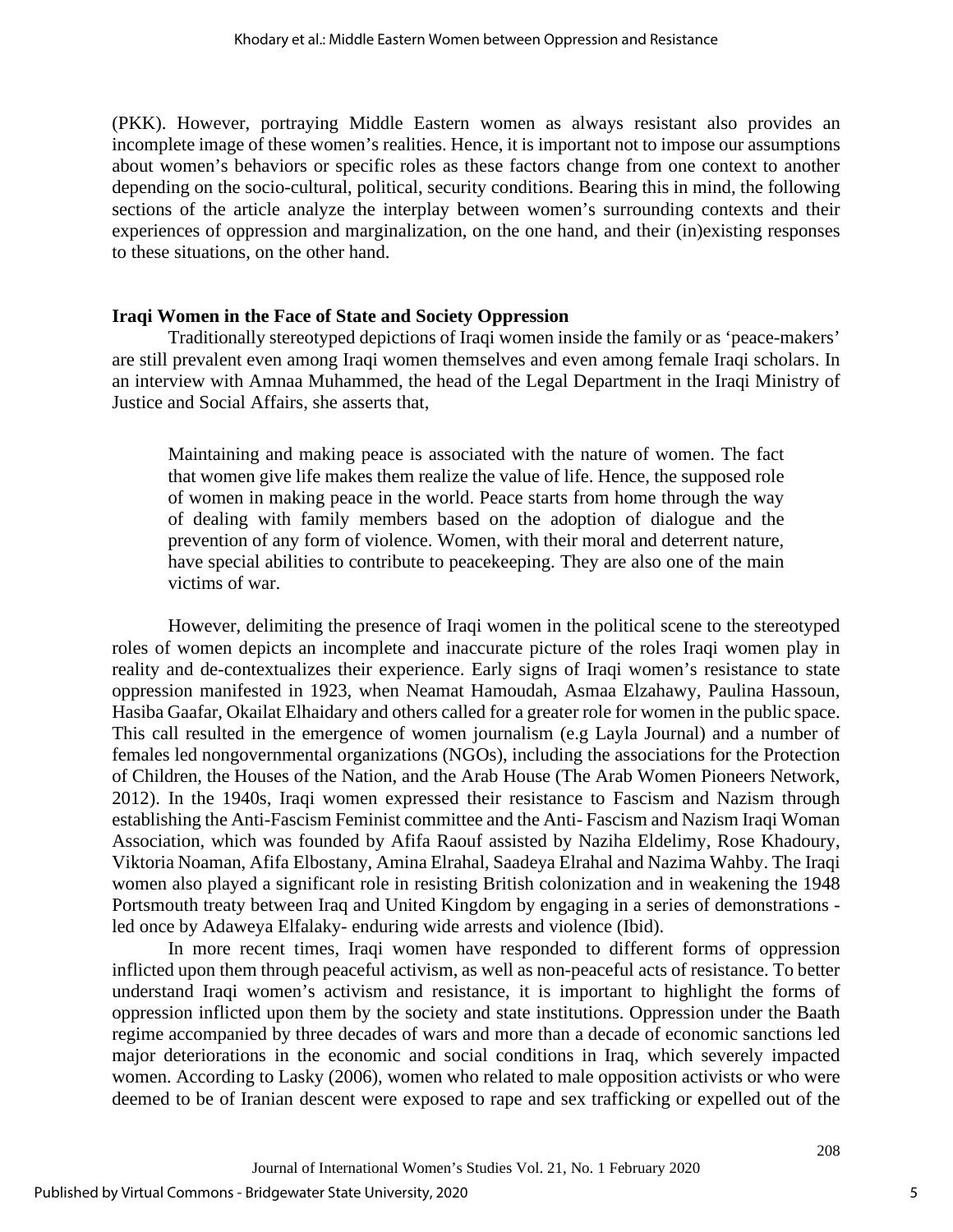(PKK). However, portraying Middle Eastern women as always resistant also provides an incomplete image of these women's realities. Hence, it is important not to impose our assumptions about women's behaviors or specific roles as these factors change from one context to another depending on the socio-cultural, political, security conditions. Bearing this in mind, the following sections of the article analyze the interplay between women's surrounding contexts and their experiences of oppression and marginalization, on the one hand, and their (in)existing responses to these situations, on the other hand.

## Iraqi Women in the Face of State and Society Oppression

Traditionally stereotyped depictions of Iraqi women inside the family or as 'peace-makers' are still prevalent even among Iraqi women themselves and even among female Iraqi scholars. In an interview with Amnaa Muhammed, the head of the Legal Department in the Iraqi Ministry of Justice and Social Affairs, she asserts that,

> Maintaining and making peace is associated with the nature of women. The fact that women give life makes them realize the value of life. Hence, the supposed role of women in making peace in the world. Peace starts from home through the way of dealing with family members based on the adoption of dialogue and the prevention of any form of violence. Women, with their moral and deterrent nature, have special abilities to contribute to peacekeeping. They are also one of the main victims of war.

However, delimiting the presence of Iraqi women in the political scene to the stereotyped roles of women depicts an incomplete and inaccurate picture of the roles Iraqi women play in reality and de-contextualizes their experience. Early signs of Iraqi women's resistance to state oppression manifested in 1923, when Neamat Hamoudah, Asmaa Elzahawy, Paulina Hassoun, Hasiba Gaafar, Okailat Elhaidary and others called for a greater role for women in the public space. This call resulted in the emergence of women journalism (e.g Layla Journal) and a number of females led nongovernmental organizations (NGOs), including the associations for the Protection of Children, the Houses of the Nation, and the Arab House (The Arab Women Pioneers Network, 2012). In the 1940s, Iraqi women expressed their resistance to Fascism and Nazism through establishing the Anti-Fascism Feminist committee and the Anti- Fascism and Nazism Iraqi Woman Association, which was founded by Afifa Raouf assisted by Naziha Eldelimy, Rose Khadoury, Viktoria Noaman, Afifa Elbostany, Amina Elrahal, Saadeya Elrahal and Nazima Wahby. The Iraqi women also played a significant role in resisting British colonization and in weakening the 1948 Portsmouth treaty between Iraq and United Kingdom by engaging in a series of demonstrations - led once by Adaweya Elfalaky- enduring wide arrests and violence (Ibid).

In more recent times, Iraqi women have responded to different forms of oppression inflicted upon them through peaceful activism, as well as non-peaceful acts of resistance. To better understand Iraqi women's activism and resistance, it is important to highlight the forms of oppression inflicted upon them by the society and state institutions. Oppression under the Baath regime accompanied by three decades of wars and more than a decade of economic sanctions led major deteriorations in the economic and social conditions in Iraq, which severely impacted women. According to Lasky (2006), women who related to male opposition activists or who were deemed to be of Iranian descent were exposed to rape and sex trafficking or expelled out of the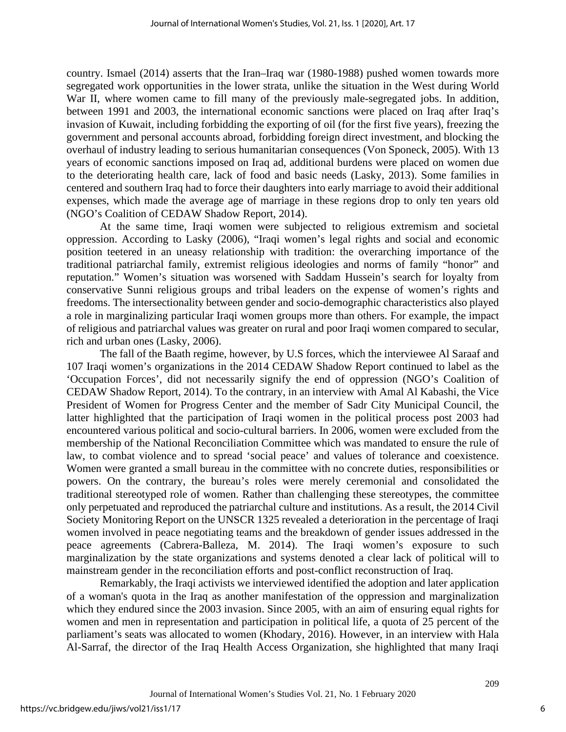country. Ismael (2014) asserts that the Iran–Iraq war (1980-1988) pushed women towards more segregated work opportunities in the lower strata, unlike the situation in the West during World War II, where women came to fill many of the previously male-segregated jobs. In addition, between 1991 and 2003, the international economic sanctions were placed on Iraq after Iraq's invasion of Kuwait, including forbidding the exporting of oil (for the first five years), freezing the government and personal accounts abroad, forbidding foreign direct investment, and blocking the overhaul of industry leading to serious humanitarian consequences (Von Sponeck, 2005). With 13 years of economic sanctions imposed on Iraq ad, additional burdens were placed on women due to the deteriorating health care, lack of food and basic needs (Lasky, 2013). Some families in centered and southern Iraq had to force their daughters into early marriage to avoid their additional expenses, which made the average age of marriage in these regions drop to only ten years old (NGO's Coalition of CEDAW Shadow Report, 2014).

At the same time, Iraqi women were subjected to religious extremism and societal oppression. According to Lasky (2006), "Iraqi women's legal rights and social and economic position teetered in an uneasy relationship with tradition: the overarching importance of the traditional patriarchal family, extremist religious ideologies and norms of family "honor" and reputation." Women's situation was worsened with Saddam Hussein's search for loyalty from conservative Sunni religious groups and tribal leaders on the expense of women's rights and freedoms. The intersectionality between gender and socio-demographic characteristics also played a role in marginalizing particular Iraqi women groups more than others. For example, the impact of religious and patriarchal values was greater on rural and poor Iraqi women compared to secular, rich and urban ones (Lasky, 2006).

The fall of the Baath regime, however, by U.S forces, which the interviewee Al Saraaf and 107 Iraqi women's organizations in the 2014 CEDAW Shadow Report continued to label as the 'Occupation Forces', did not necessarily signify the end of oppression (NGO's Coalition of CEDAW Shadow Report, 2014). To the contrary, in an interview with Amal Al Kabashi, the Vice President of Women for Progress Center and the member of Sadr City Municipal Council, the latter highlighted that the participation of Iraqi women in the political process post 2003 had encountered various political and socio-cultural barriers. In 2006, women were excluded from the membership of the National Reconciliation Committee which was mandated to ensure the rule of law, to combat violence and to spread 'social peace' and values of tolerance and coexistence. Women were granted a small bureau in the committee with no concrete duties, responsibilities or powers. On the contrary, the bureau's roles were merely ceremonial and consolidated the traditional stereotyped role of women. Rather than challenging these stereotypes, the committee only perpetuated and reproduced the patriarchal culture and institutions. As a result, the 2014 Civil Society Monitoring Report on the UNSCR 1325 revealed a deterioration in the percentage of Iraqi women involved in peace negotiating teams and the breakdown of gender issues addressed in the peace agreements (Cabrera-Balleza, M. 2014). The Iraqi women's exposure to such marginalization by the state organizations and systems denoted a clear lack of political will to mainstream gender in the reconciliation efforts and post-conflict reconstruction of Iraq.

Remarkably, the Iraqi activists we interviewed identified the adoption and later application of a woman's quota in the Iraq as another manifestation of the oppression and marginalization which they endured since the 2003 invasion. Since 2005, with an aim of ensuring equal rights for women and men in representation and participation in political life, a quota of 25 percent of the parliament's seats was allocated to women (Khodary, 2016). However, in an interview with Hala Al-Sarraf, the director of the Iraq Health Access Organization, she highlighted that many Iraqi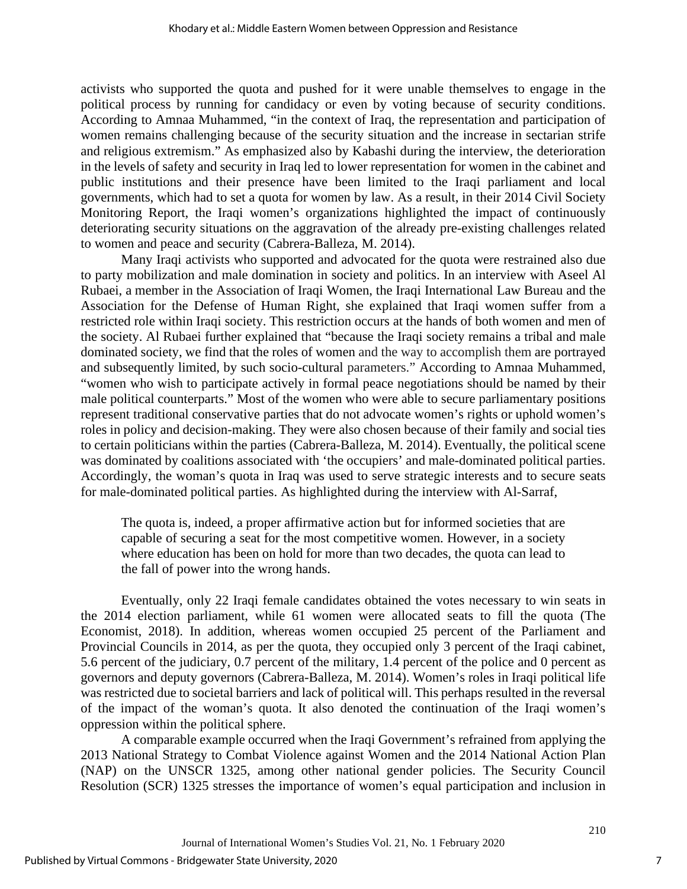activists who supported the quota and pushed for it were unable themselves to engage in the political process by running for candidacy or even by voting because of security conditions. According to Amnaa Muhammed, "in the context of Iraq, the representation and participation of women remains challenging because of the security situation and the increase in sectarian strife and religious extremism." As emphasized also by Kabashi during the interview, the deterioration in the levels of safety and security in Iraq led to lower representation for women in the cabinet and public institutions and their presence have been limited to the Iraqi parliament and local governments, which had to set a quota for women by law. As a result, in their 2014 Civil Society Monitoring Report, the Iraqi women's organizations highlighted the impact of continuously deteriorating security situations on the aggravation of the already pre-existing challenges related to women and peace and security (Cabrera-Balleza, M. 2014).

Many Iraqi activists who supported and advocated for the quota were restrained also due to party mobilization and male domination in society and politics. In an interview with Aseel Al Rubaei, a member in the Association of Iraqi Women, the Iraqi International Law Bureau and the Association for the Defense of Human Right, she explained that Iraqi women suffer from a restricted role within Iraqi society. This restriction occurs at the hands of both women and men of the society. Al Rubaei further explained that "because the Iraqi society remains a tribal and male dominated society, we find that the roles of women and the way to accomplish them are portrayed and subsequently limited, by such socio-cultural parameters." According to Amnaa Muhammed, "women who wish to participate actively in formal peace negotiations should be named by their male political counterparts." Most of the women who were able to secure parliamentary positions represent traditional conservative parties that do not advocate women's rights or uphold women's roles in policy and decision-making. They were also chosen because of their family and social ties to certain politicians within the parties (Cabrera-Balleza, M. 2014). Eventually, the political scene was dominated by coalitions associated with 'the occupiers' and male-dominated political parties. Accordingly, the woman's quota in Iraq was used to serve strategic interests and to secure seats for male-dominated political parties. As highlighted during the interview with Al-Sarraf,

> The quota is, indeed, a proper affirmative action but for informed societies that are capable of securing a seat for the most competitive women. However, in a society where education has been on hold for more than two decades, the quota can lead to the fall of power into the wrong hands.

Eventually, only 22 Iraqi female candidates obtained the votes necessary to win seats in the 2014 election parliament, while 61 women were allocated seats to fill the quota (The Economist, 2018). In addition, whereas women occupied 25 percent of the Parliament and Provincial Councils in 2014, as per the quota, they occupied only 3 percent of the Iraqi cabinet, 5.6 percent of the judiciary, 0.7 percent of the military, 1.4 percent of the police and 0 percent as governors and deputy governors (Cabrera-Balleza, M. 2014). Women's roles in Iraqi political life was restricted due to societal barriers and lack of political will. This perhaps resulted in the reversal of the impact of the woman's quota. It also denoted the continuation of the Iraqi women's oppression within the political sphere.

A comparable example occurred when the Iraqi Government's refrained from applying the 2013 National Strategy to Combat Violence against Women and the 2014 National Action Plan (NAP) on the UNSCR 1325, among other national gender policies. The Security Council Resolution (SCR) 1325 stresses the importance of women's equal participation and inclusion in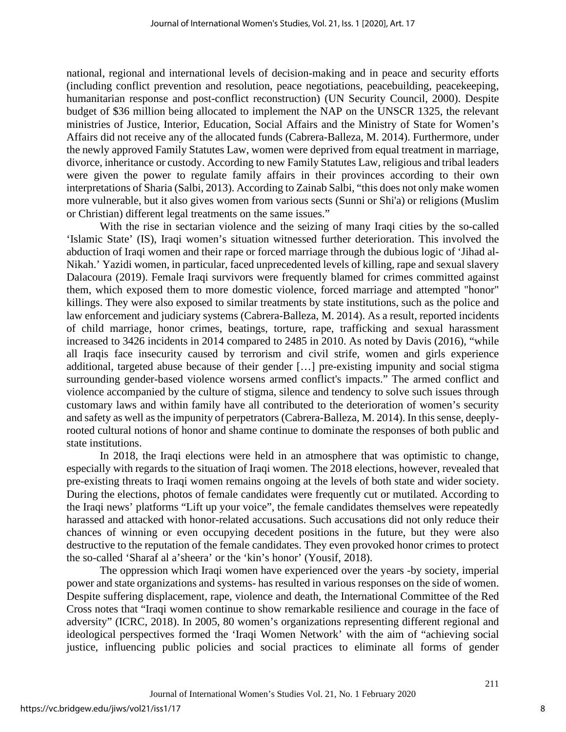national, regional and international levels of decision-making and in peace and security efforts (including conflict prevention and resolution, peace negotiations, peacebuilding, peacekeeping, humanitarian response and post-conflict reconstruction) (UN Security Council, 2000). Despite budget of $36 million being allocated to implement the NAP on the UNSCR 1325, the relevant ministries of Justice, Interior, Education, Social Affairs and the Ministry of State for Women's Affairs did not receive any of the allocated funds (Cabrera-Balleza, M. 2014). Furthermore, under the newly approved Family Statutes Law, women were deprived from equal treatment in marriage, divorce, inheritance or custody. According to new Family Statutes Law, religious and tribal leaders were given the power to regulate family affairs in their provinces according to their own interpretations of Sharia (Salbi, 2013). According to Zainab Salbi, "this does not only make women more vulnerable, but it also gives women from various sects (Sunni or Shi'a) or religions (Muslim or Christian) different legal treatments on the same issues."

With the rise in sectarian violence and the seizing of many Iraqi cities by the so-called 'Islamic State' (IS), Iraqi women's situation witnessed further deterioration. This involved the abduction of Iraqi women and their rape or forced marriage through the dubious logic of 'Jihad al-Nikah.' Yazidi women, in particular, faced unprecedented levels of killing, rape and sexual slavery Dalacoura (2019). Female Iraqi survivors were frequently blamed for crimes committed against them, which exposed them to more domestic violence, forced marriage and attempted "honor" killings. They were also exposed to similar treatments by state institutions, such as the police and law enforcement and judiciary systems (Cabrera-Balleza, M. 2014). As a result, reported incidents of child marriage, honor crimes, beatings, torture, rape, trafficking and sexual harassment increased to 3426 incidents in 2014 compared to 2485 in 2010. As noted by Davis (2016), "while all Iraqis face insecurity caused by terrorism and civil strife, women and girls experience additional, targeted abuse because of their gender […] pre-existing impunity and social stigma surrounding gender-based violence worsens armed conflict's impacts." The armed conflict and violence accompanied by the culture of stigma, silence and tendency to solve such issues through customary laws and within family have all contributed to the deterioration of women's security and safety as well as the impunity of perpetrators (Cabrera-Balleza, M. 2014). In this sense, deeply-rooted cultural notions of honor and shame continue to dominate the responses of both public and state institutions.

In 2018, the Iraqi elections were held in an atmosphere that was optimistic to change, especially with regards to the situation of Iraqi women. The 2018 elections, however, revealed that pre-existing threats to Iraqi women remains ongoing at the levels of both state and wider society. During the elections, photos of female candidates were frequently cut or mutilated. According to the Iraqi news' platforms "Lift up your voice", the female candidates themselves were repeatedly harassed and attacked with honor-related accusations. Such accusations did not only reduce their chances of winning or even occupying decedent positions in the future, but they were also destructive to the reputation of the female candidates. They even provoked honor crimes to protect the so-called 'Sharaf al a'sheera' or the 'kin's honor' (Yousif, 2018).

The oppression which Iraqi women have experienced over the years -by society, imperial power and state organizations and systems- has resulted in various responses on the side of women. Despite suffering displacement, rape, violence and death, the International Committee of the Red Cross notes that "Iraqi women continue to show remarkable resilience and courage in the face of adversity" (ICRC, 2018). In 2005, 80 women's organizations representing different regional and ideological perspectives formed the 'Iraqi Women Network' with the aim of "achieving social justice, influencing public policies and social practices to eliminate all forms of gender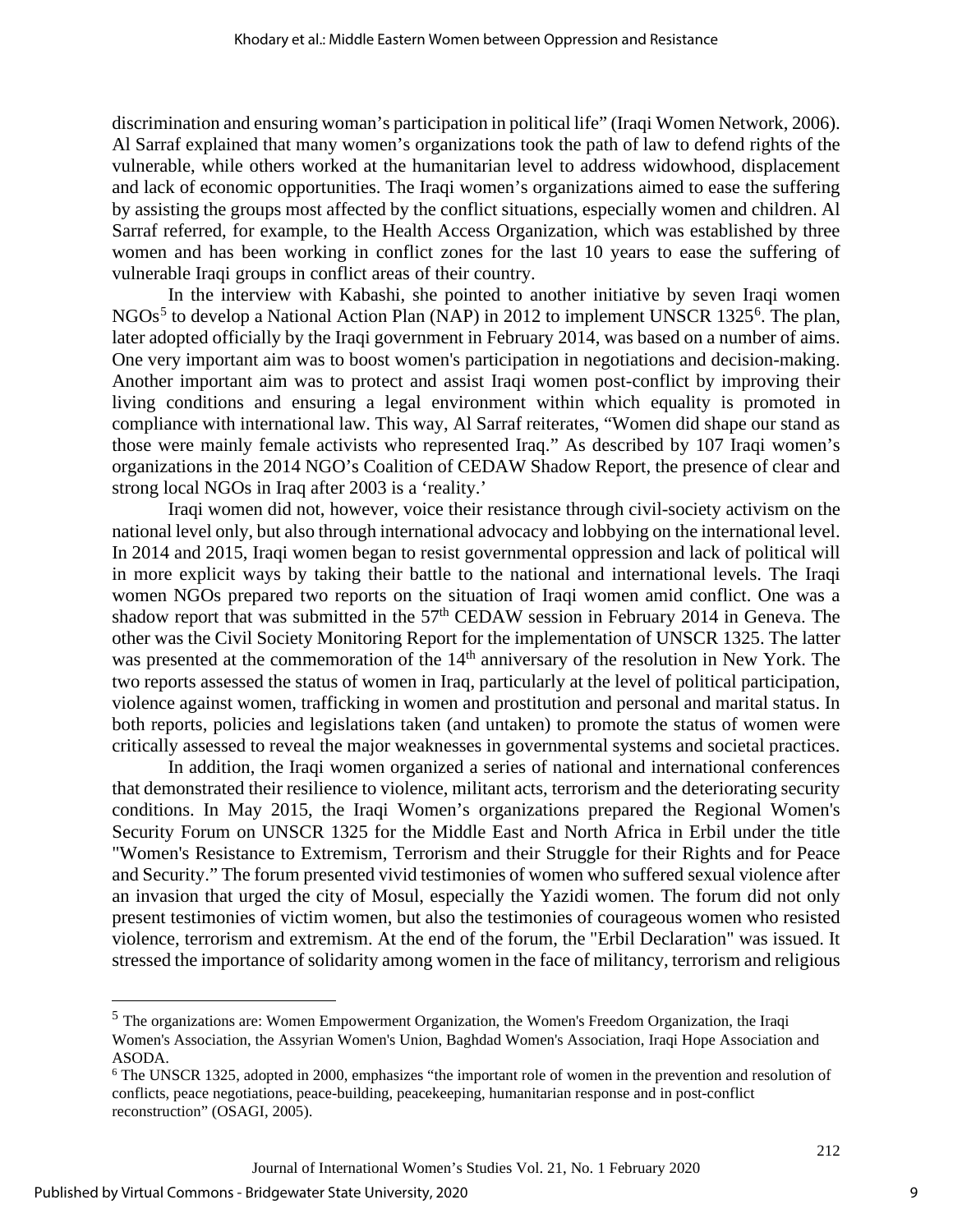discrimination and ensuring woman's participation in political life" (Iraqi Women Network, 2006). Al Sarraf explained that many women's organizations took the path of law to defend rights of the vulnerable, while others worked at the humanitarian level to address widowhood, displacement and lack of economic opportunities. The Iraqi women's organizations aimed to ease the suffering by assisting the groups most affected by the conflict situations, especially women and children. Al Sarraf referred, for example, to the Health Access Organization, which was established by three women and has been working in conflict zones for the last 10 years to ease the suffering of vulnerable Iraqi groups in conflict areas of their country.

In the interview with Kabashi, she pointed to another initiative by seven Iraqi women NGOs[5] to develop a National Action Plan (NAP) in 2012 to implement UNSCR 1325[6]. The plan, later adopted officially by the Iraqi government in February 2014, was based on a number of aims. One very important aim was to boost women's participation in negotiations and decision-making. Another important aim was to protect and assist Iraqi women post-conflict by improving their living conditions and ensuring a legal environment within which equality is promoted in compliance with international law. This way, Al Sarraf reiterates, "Women did shape our stand as those were mainly female activists who represented Iraq." As described by 107 Iraqi women's organizations in the 2014 NGO's Coalition of CEDAW Shadow Report, the presence of clear and strong local NGOs in Iraq after 2003 is a 'reality.'

Iraqi women did not, however, voice their resistance through civil-society activism on the national level only, but also through international advocacy and lobbying on the international level. In 2014 and 2015, Iraqi women began to resist governmental oppression and lack of political will in more explicit ways by taking their battle to the national and international levels. The Iraqi women NGOs prepared two reports on the situation of Iraqi women amid conflict. One was a shadow report that was submitted in the 57th CEDAW session in February 2014 in Geneva. The other was the Civil Society Monitoring Report for the implementation of UNSCR 1325. The latter was presented at the commemoration of the 14th anniversary of the resolution in New York. The two reports assessed the status of women in Iraq, particularly at the level of political participation, violence against women, trafficking in women and prostitution and personal and marital status. In both reports, policies and legislations taken (and untaken) to promote the status of women were critically assessed to reveal the major weaknesses in governmental systems and societal practices.

In addition, the Iraqi women organized a series of national and international conferences that demonstrated their resilience to violence, militant acts, terrorism and the deteriorating security conditions. In May 2015, the Iraqi Women's organizations prepared the Regional Women's Security Forum on UNSCR 1325 for the Middle East and North Africa in Erbil under the title "Women's Resistance to Extremism, Terrorism and their Struggle for their Rights and for Peace and Security." The forum presented vivid testimonies of women who suffered sexual violence after an invasion that urged the city of Mosul, especially the Yazidi women. The forum did not only present testimonies of victim women, but also the testimonies of courageous women who resisted violence, terrorism and extremism. At the end of the forum, the "Erbil Declaration" was issued. It stressed the importance of solidarity among women in the face of militancy, terrorism and religious

---

[5] The organizations are: Women Empowerment Organization, the Women's Freedom Organization, the Iraqi Women's Association, the Assyrian Women's Union, Baghdad Women's Association, Iraqi Hope Association and ASODA.

[6] The UNSCR 1325, adopted in 2000, emphasizes "the important role of women in the prevention and resolution of conflicts, peace negotiations, peace-building, peacekeeping, humanitarian response and in post-conflict reconstruction" (OSAGI, 2005).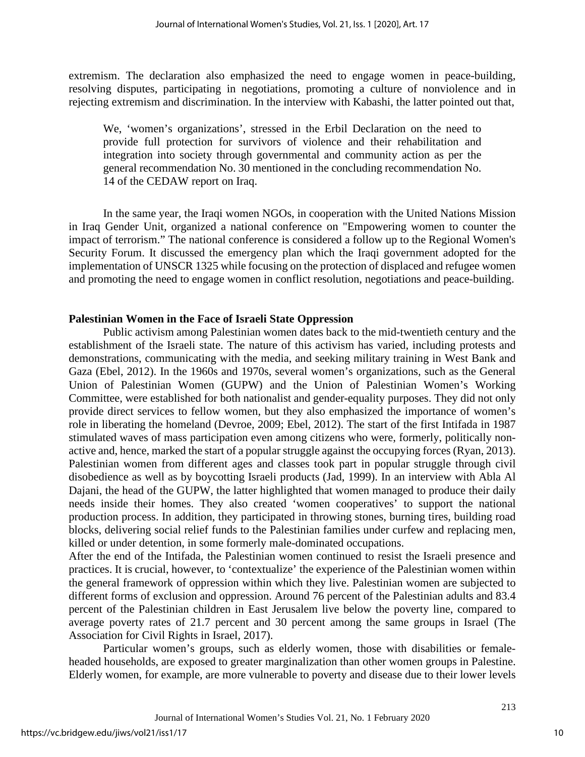extremism. The declaration also emphasized the need to engage women in peace-building, resolving disputes, participating in negotiations, promoting a culture of nonviolence and in rejecting extremism and discrimination. In the interview with Kabashi, the latter pointed out that,

> We, 'women's organizations', stressed in the Erbil Declaration on the need to provide full protection for survivors of violence and their rehabilitation and integration into society through governmental and community action as per the general recommendation No. 30 mentioned in the concluding recommendation No. 14 of the CEDAW report on Iraq.

In the same year, the Iraqi women NGOs, in cooperation with the United Nations Mission in Iraq Gender Unit, organized a national conference on "Empowering women to counter the impact of terrorism." The national conference is considered a follow up to the Regional Women's Security Forum. It discussed the emergency plan which the Iraqi government adopted for the implementation of UNSCR 1325 while focusing on the protection of displaced and refugee women and promoting the need to engage women in conflict resolution, negotiations and peace-building.

**Palestinian Women in the Face of Israeli State Oppression**

Public activism among Palestinian women dates back to the mid-twentieth century and the establishment of the Israeli state. The nature of this activism has varied, including protests and demonstrations, communicating with the media, and seeking military training in West Bank and Gaza (Ebel, 2012). In the 1960s and 1970s, several women's organizations, such as the General Union of Palestinian Women (GUPW) and the Union of Palestinian Women's Working Committee, were established for both nationalist and gender-equality purposes. They did not only provide direct services to fellow women, but they also emphasized the importance of women's role in liberating the homeland (Devroe, 2009; Ebel, 2012). The start of the first Intifada in 1987 stimulated waves of mass participation even among citizens who were, formerly, politically non-active and, hence, marked the start of a popular struggle against the occupying forces (Ryan, 2013). Palestinian women from different ages and classes took part in popular struggle through civil disobedience as well as by boycotting Israeli products (Jad, 1999). In an interview with Abla Al Dajani, the head of the GUPW, the latter highlighted that women managed to produce their daily needs inside their homes. They also created 'women cooperatives' to support the national production process. In addition, they participated in throwing stones, burning tires, building road blocks, delivering social relief funds to the Palestinian families under curfew and replacing men, killed or under detention, in some formerly male-dominated occupations.

After the end of the Intifada, the Palestinian women continued to resist the Israeli presence and practices. It is crucial, however, to 'contextualize' the experience of the Palestinian women within the general framework of oppression within which they live. Palestinian women are subjected to different forms of exclusion and oppression. Around 76 percent of the Palestinian adults and 83.4 percent of the Palestinian children in East Jerusalem live below the poverty line, compared to average poverty rates of 21.7 percent and 30 percent among the same groups in Israel (The Association for Civil Rights in Israel, 2017).

Particular women's groups, such as elderly women, those with disabilities or female-headed households, are exposed to greater marginalization than other women groups in Palestine. Elderly women, for example, are more vulnerable to poverty and disease due to their lower levels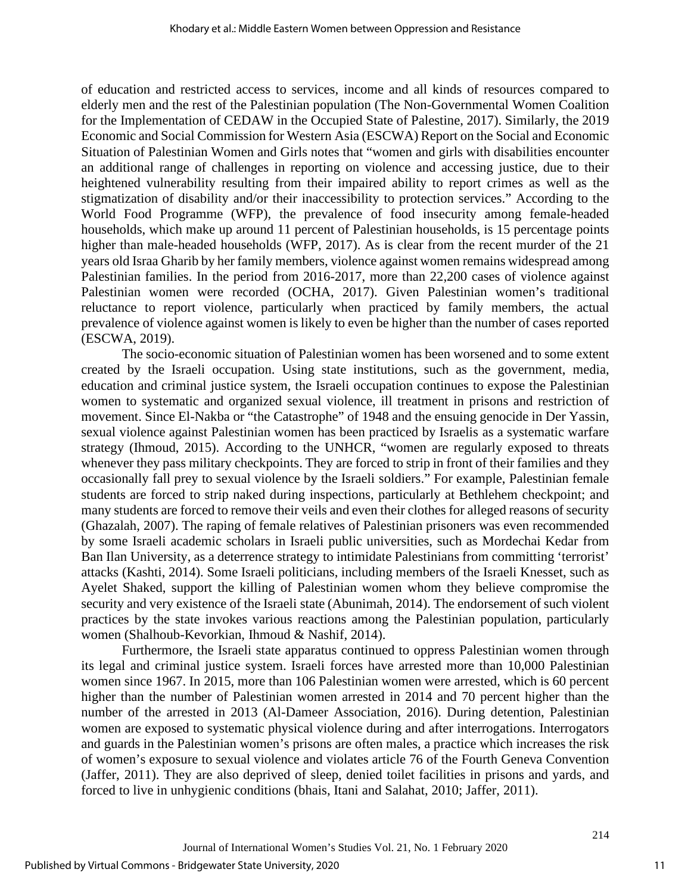of education and restricted access to services, income and all kinds of resources compared to elderly men and the rest of the Palestinian population (The Non-Governmental Women Coalition for the Implementation of CEDAW in the Occupied State of Palestine, 2017). Similarly, the 2019 Economic and Social Commission for Western Asia (ESCWA) Report on the Social and Economic Situation of Palestinian Women and Girls notes that "women and girls with disabilities encounter an additional range of challenges in reporting on violence and accessing justice, due to their heightened vulnerability resulting from their impaired ability to report crimes as well as the stigmatization of disability and/or their inaccessibility to protection services." According to the World Food Programme (WFP), the prevalence of food insecurity among female-headed households, which make up around 11 percent of Palestinian households, is 15 percentage points higher than male-headed households (WFP, 2017). As is clear from the recent murder of the 21 years old Israa Gharib by her family members, violence against women remains widespread among Palestinian families. In the period from 2016-2017, more than 22,200 cases of violence against Palestinian women were recorded (OCHA, 2017). Given Palestinian women's traditional reluctance to report violence, particularly when practiced by family members, the actual prevalence of violence against women is likely to even be higher than the number of cases reported (ESCWA, 2019).

The socio-economic situation of Palestinian women has been worsened and to some extent created by the Israeli occupation. Using state institutions, such as the government, media, education and criminal justice system, the Israeli occupation continues to expose the Palestinian women to systematic and organized sexual violence, ill treatment in prisons and restriction of movement. Since El-Nakba or "the Catastrophe" of 1948 and the ensuing genocide in Der Yassin, sexual violence against Palestinian women has been practiced by Israelis as a systematic warfare strategy (Ihmoud, 2015). According to the UNHCR, "women are regularly exposed to threats whenever they pass military checkpoints. They are forced to strip in front of their families and they occasionally fall prey to sexual violence by the Israeli soldiers." For example, Palestinian female students are forced to strip naked during inspections, particularly at Bethlehem checkpoint; and many students are forced to remove their veils and even their clothes for alleged reasons of security (Ghazalah, 2007). The raping of female relatives of Palestinian prisoners was even recommended by some Israeli academic scholars in Israeli public universities, such as Mordechai Kedar from Ban Ilan University, as a deterrence strategy to intimidate Palestinians from committing 'terrorist' attacks (Kashti, 2014). Some Israeli politicians, including members of the Israeli Knesset, such as Ayelet Shaked, support the killing of Palestinian women whom they believe compromise the security and very existence of the Israeli state (Abunimah, 2014). The endorsement of such violent practices by the state invokes various reactions among the Palestinian population, particularly women (Shalhoub-Kevorkian, Ihmoud & Nashif, 2014).

Furthermore, the Israeli state apparatus continued to oppress Palestinian women through its legal and criminal justice system. Israeli forces have arrested more than 10,000 Palestinian women since 1967. In 2015, more than 106 Palestinian women were arrested, which is 60 percent higher than the number of Palestinian women arrested in 2014 and 70 percent higher than the number of the arrested in 2013 (Al-Dameer Association, 2016). During detention, Palestinian women are exposed to systematic physical violence during and after interrogations. Interrogators and guards in the Palestinian women's prisons are often males, a practice which increases the risk of women's exposure to sexual violence and violates article 76 of the Fourth Geneva Convention (Jaffer, 2011). They are also deprived of sleep, denied toilet facilities in prisons and yards, and forced to live in unhygienic conditions (bhais, Itani and Salahat, 2010; Jaffer, 2011).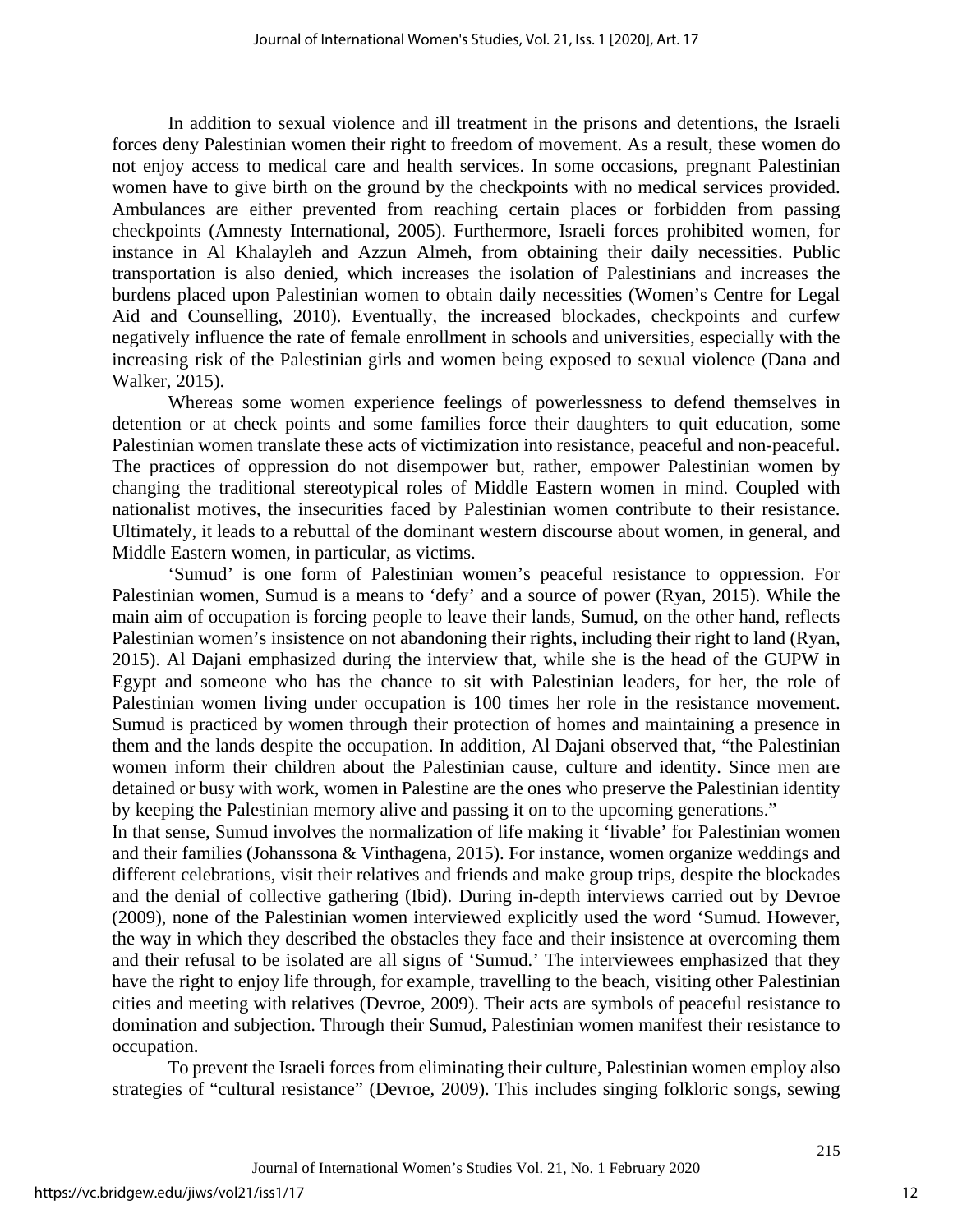In addition to sexual violence and ill treatment in the prisons and detentions, the Israeli forces deny Palestinian women their right to freedom of movement. As a result, these women do not enjoy access to medical care and health services. In some occasions, pregnant Palestinian women have to give birth on the ground by the checkpoints with no medical services provided. Ambulances are either prevented from reaching certain places or forbidden from passing checkpoints (Amnesty International, 2005). Furthermore, Israeli forces prohibited women, for instance in Al Khalayleh and Azzun Almeh, from obtaining their daily necessities. Public transportation is also denied, which increases the isolation of Palestinians and increases the burdens placed upon Palestinian women to obtain daily necessities (Women's Centre for Legal Aid and Counselling, 2010). Eventually, the increased blockades, checkpoints and curfew negatively influence the rate of female enrollment in schools and universities, especially with the increasing risk of the Palestinian girls and women being exposed to sexual violence (Dana and Walker, 2015).

Whereas some women experience feelings of powerlessness to defend themselves in detention or at check points and some families force their daughters to quit education, some Palestinian women translate these acts of victimization into resistance, peaceful and non-peaceful. The practices of oppression do not disempower but, rather, empower Palestinian women by changing the traditional stereotypical roles of Middle Eastern women in mind. Coupled with nationalist motives, the insecurities faced by Palestinian women contribute to their resistance. Ultimately, it leads to a rebuttal of the dominant western discourse about women, in general, and Middle Eastern women, in particular, as victims.

'Sumud' is one form of Palestinian women's peaceful resistance to oppression. For Palestinian women, Sumud is a means to 'defy' and a source of power (Ryan, 2015). While the main aim of occupation is forcing people to leave their lands, Sumud, on the other hand, reflects Palestinian women's insistence on not abandoning their rights, including their right to land (Ryan, 2015). Al Dajani emphasized during the interview that, while she is the head of the GUPW in Egypt and someone who has the chance to sit with Palestinian leaders, for her, the role of Palestinian women living under occupation is 100 times her role in the resistance movement. Sumud is practiced by women through their protection of homes and maintaining a presence in them and the lands despite the occupation. In addition, Al Dajani observed that, "the Palestinian women inform their children about the Palestinian cause, culture and identity. Since men are detained or busy with work, women in Palestine are the ones who preserve the Palestinian identity by keeping the Palestinian memory alive and passing it on to the upcoming generations."

In that sense, Sumud involves the normalization of life making it 'livable' for Palestinian women and their families (Johanssona & Vinthagena, 2015). For instance, women organize weddings and different celebrations, visit their relatives and friends and make group trips, despite the blockades and the denial of collective gathering (Ibid). During in-depth interviews carried out by Devroe (2009), none of the Palestinian women interviewed explicitly used the word 'Sumud. However, the way in which they described the obstacles they face and their insistence at overcoming them and their refusal to be isolated are all signs of 'Sumud.' The interviewees emphasized that they have the right to enjoy life through, for example, travelling to the beach, visiting other Palestinian cities and meeting with relatives (Devroe, 2009). Their acts are symbols of peaceful resistance to domination and subjection. Through their Sumud, Palestinian women manifest their resistance to occupation.

To prevent the Israeli forces from eliminating their culture, Palestinian women employ also strategies of "cultural resistance" (Devroe, 2009). This includes singing folkloric songs, sewing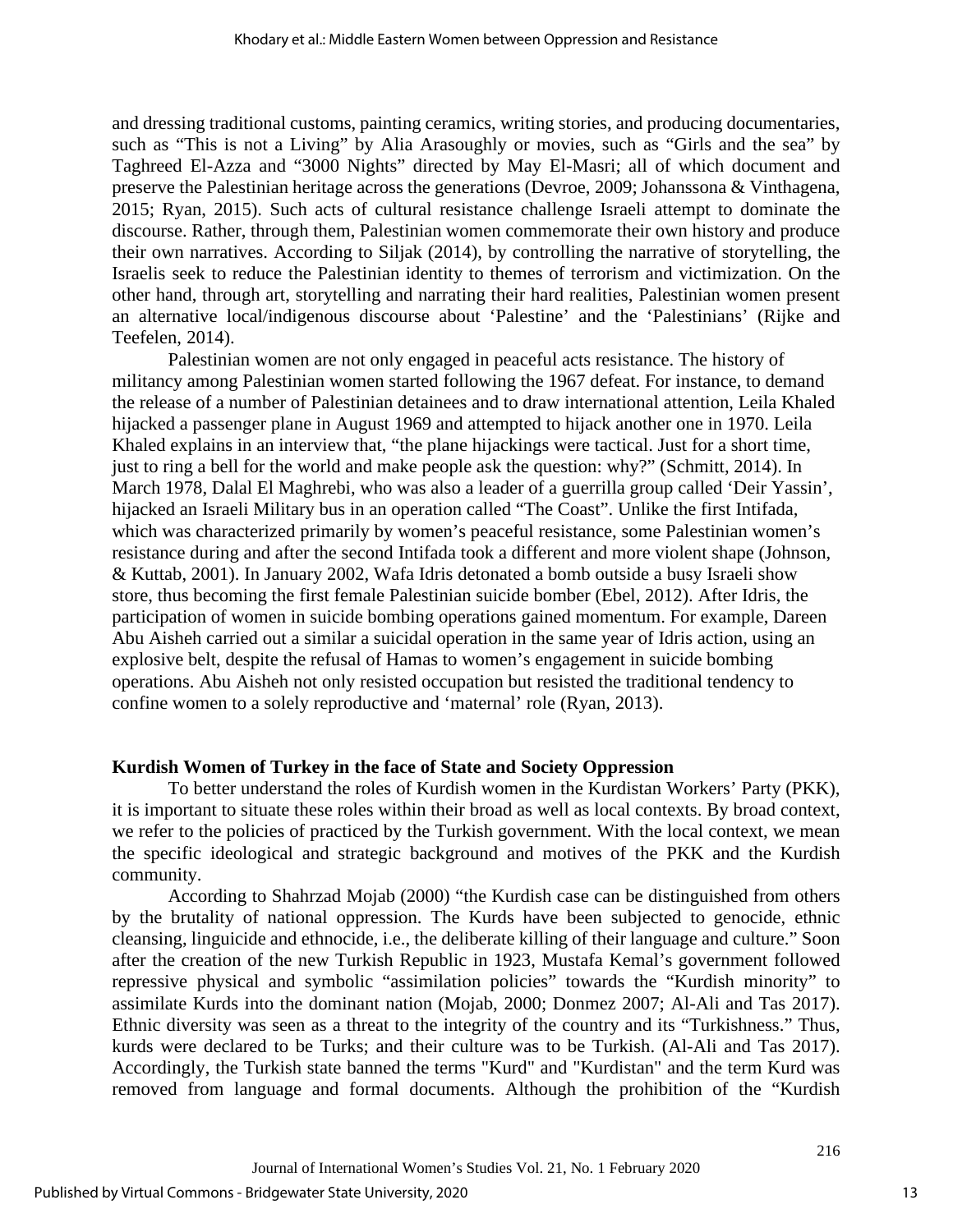and dressing traditional customs, painting ceramics, writing stories, and producing documentaries, such as “This is not a Living” by Alia Arasoughly or movies, such as “Girls and the sea” by Taghreed El-Azza and “3000 Nights” directed by May El-Masri; all of which document and preserve the Palestinian heritage across the generations (Devroe, 2009; Johanssona & Vinthagena, 2015; Ryan, 2015). Such acts of cultural resistance challenge Israeli attempt to dominate the discourse. Rather, through them, Palestinian women commemorate their own history and produce their own narratives. According to Siljak (2014), by controlling the narrative of storytelling, the Israelis seek to reduce the Palestinian identity to themes of terrorism and victimization. On the other hand, through art, storytelling and narrating their hard realities, Palestinian women present an alternative local/indigenous discourse about ‘Palestine’ and the ‘Palestinians’ (Rijke and Teefelen, 2014).

Palestinian women are not only engaged in peaceful acts resistance. The history of militancy among Palestinian women started following the 1967 defeat. For instance, to demand the release of a number of Palestinian detainees and to draw international attention, Leila Khaled hijacked a passenger plane in August 1969 and attempted to hijack another one in 1970. Leila Khaled explains in an interview that, “the plane hijackings were tactical. Just for a short time, just to ring a bell for the world and make people ask the question: why?” (Schmitt, 2014). In March 1978, Dalal El Maghrebi, who was also a leader of a guerrilla group called ‘Deir Yassin’, hijacked an Israeli Military bus in an operation called “The Coast”. Unlike the first Intifada, which was characterized primarily by women’s peaceful resistance, some Palestinian women’s resistance during and after the second Intifada took a different and more violent shape (Johnson, & Kuttab, 2001). In January 2002, Wafa Idris detonated a bomb outside a busy Israeli show store, thus becoming the first female Palestinian suicide bomber (Ebel, 2012). After Idris, the participation of women in suicide bombing operations gained momentum. For example, Dareen Abu Aisheh carried out a similar a suicidal operation in the same year of Idris action, using an explosive belt, despite the refusal of Hamas to women’s engagement in suicide bombing operations. Abu Aisheh not only resisted occupation but resisted the traditional tendency to confine women to a solely reproductive and ‘maternal’ role (Ryan, 2013).

## Kurdish Women of Turkey in the face of State and Society Oppression

To better understand the roles of Kurdish women in the Kurdistan Workers’ Party (PKK), it is important to situate these roles within their broad as well as local contexts. By broad context, we refer to the policies of practiced by the Turkish government. With the local context, we mean the specific ideological and strategic background and motives of the PKK and the Kurdish community.

According to Shahrzad Mojab (2000) “the Kurdish case can be distinguished from others by the brutality of national oppression. The Kurds have been subjected to genocide, ethnic cleansing, linguicide and ethnocide, i.e., the deliberate killing of their language and culture.” Soon after the creation of the new Turkish Republic in 1923, Mustafa Kemal’s government followed repressive physical and symbolic “assimilation policies” towards the “Kurdish minority” to assimilate Kurds into the dominant nation (Mojab, 2000; Donmez 2007; Al-Ali and Tas 2017). Ethnic diversity was seen as a threat to the integrity of the country and its “Turkishness.” Thus, kurds were declared to be Turks; and their culture was to be Turkish. (Al-Ali and Tas 2017). Accordingly, the Turkish state banned the terms "Kurd" and "Kurdistan" and the term Kurd was removed from language and formal documents. Although the prohibition of the “Kurdish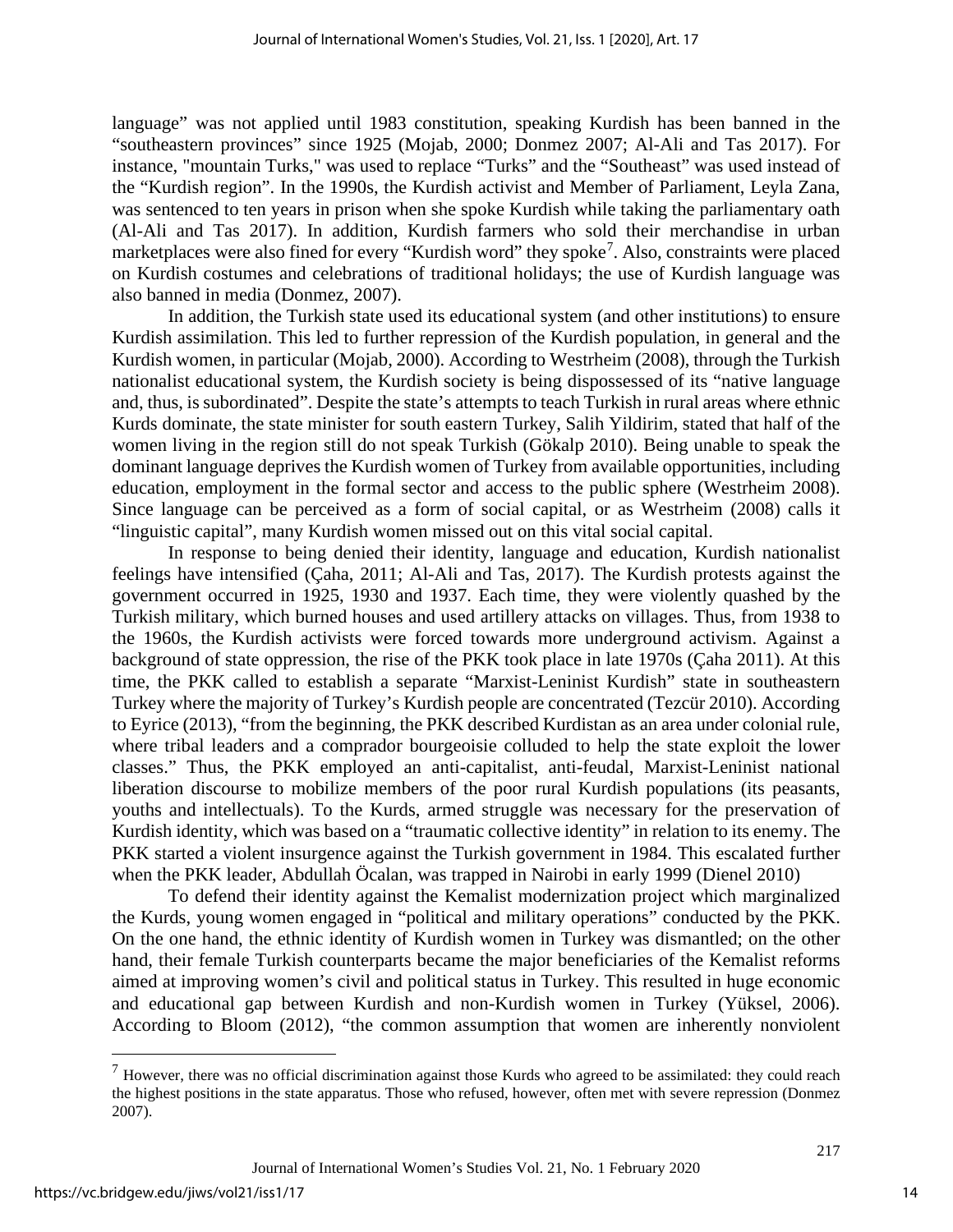language" was not applied until 1983 constitution, speaking Kurdish has been banned in the "southeastern provinces" since 1925 (Mojab, 2000; Donmez 2007; Al-Ali and Tas 2017). For instance, "mountain Turks," was used to replace "Turks" and the "Southeast" was used instead of the "Kurdish region". In the 1990s, the Kurdish activist and Member of Parliament, Leyla Zana, was sentenced to ten years in prison when she spoke Kurdish while taking the parliamentary oath (Al-Ali and Tas 2017). In addition, Kurdish farmers who sold their merchandise in urban marketplaces were also fined for every "Kurdish word" they spoke[7]. Also, constraints were placed on Kurdish costumes and celebrations of traditional holidays; the use of Kurdish language was also banned in media (Donmez, 2007).

In addition, the Turkish state used its educational system (and other institutions) to ensure Kurdish assimilation. This led to further repression of the Kurdish population, in general and the Kurdish women, in particular (Mojab, 2000). According to Westrheim (2008), through the Turkish nationalist educational system, the Kurdish society is being dispossessed of its "native language and, thus, is subordinated". Despite the state's attempts to teach Turkish in rural areas where ethnic Kurds dominate, the state minister for south eastern Turkey, Salih Yildirim, stated that half of the women living in the region still do not speak Turkish (Gökalp 2010). Being unable to speak the dominant language deprives the Kurdish women of Turkey from available opportunities, including education, employment in the formal sector and access to the public sphere (Westrheim 2008). Since language can be perceived as a form of social capital, or as Westrheim (2008) calls it "linguistic capital", many Kurdish women missed out on this vital social capital.

In response to being denied their identity, language and education, Kurdish nationalist feelings have intensified (Çaha, 2011; Al-Ali and Tas, 2017). The Kurdish protests against the government occurred in 1925, 1930 and 1937. Each time, they were violently quashed by the Turkish military, which burned houses and used artillery attacks on villages. Thus, from 1938 to the 1960s, the Kurdish activists were forced towards more underground activism. Against a background of state oppression, the rise of the PKK took place in late 1970s (Çaha 2011). At this time, the PKK called to establish a separate "Marxist-Leninist Kurdish" state in southeastern Turkey where the majority of Turkey's Kurdish people are concentrated (Tezcür 2010). According to Eyrice (2013), "from the beginning, the PKK described Kurdistan as an area under colonial rule, where tribal leaders and a comprador bourgeoisie colluded to help the state exploit the lower classes." Thus, the PKK employed an anti-capitalist, anti-feudal, Marxist-Leninist national liberation discourse to mobilize members of the poor rural Kurdish populations (its peasants, youths and intellectuals). To the Kurds, armed struggle was necessary for the preservation of Kurdish identity, which was based on a "traumatic collective identity" in relation to its enemy. The PKK started a violent insurgence against the Turkish government in 1984. This escalated further when the PKK leader, Abdullah Öcalan, was trapped in Nairobi in early 1999 (Dienel 2010)

To defend their identity against the Kemalist modernization project which marginalized the Kurds, young women engaged in "political and military operations" conducted by the PKK. On the one hand, the ethnic identity of Kurdish women in Turkey was dismantled; on the other hand, their female Turkish counterparts became the major beneficiaries of the Kemalist reforms aimed at improving women's civil and political status in Turkey. This resulted in huge economic and educational gap between Kurdish and non-Kurdish women in Turkey (Yüksel, 2006). According to Bloom (2012), "the common assumption that women are inherently nonviolent

---

[7] However, there was no official discrimination against those Kurds who agreed to be assimilated: they could reach the highest positions in the state apparatus. Those who refused, however, often met with severe repression (Donmez 2007).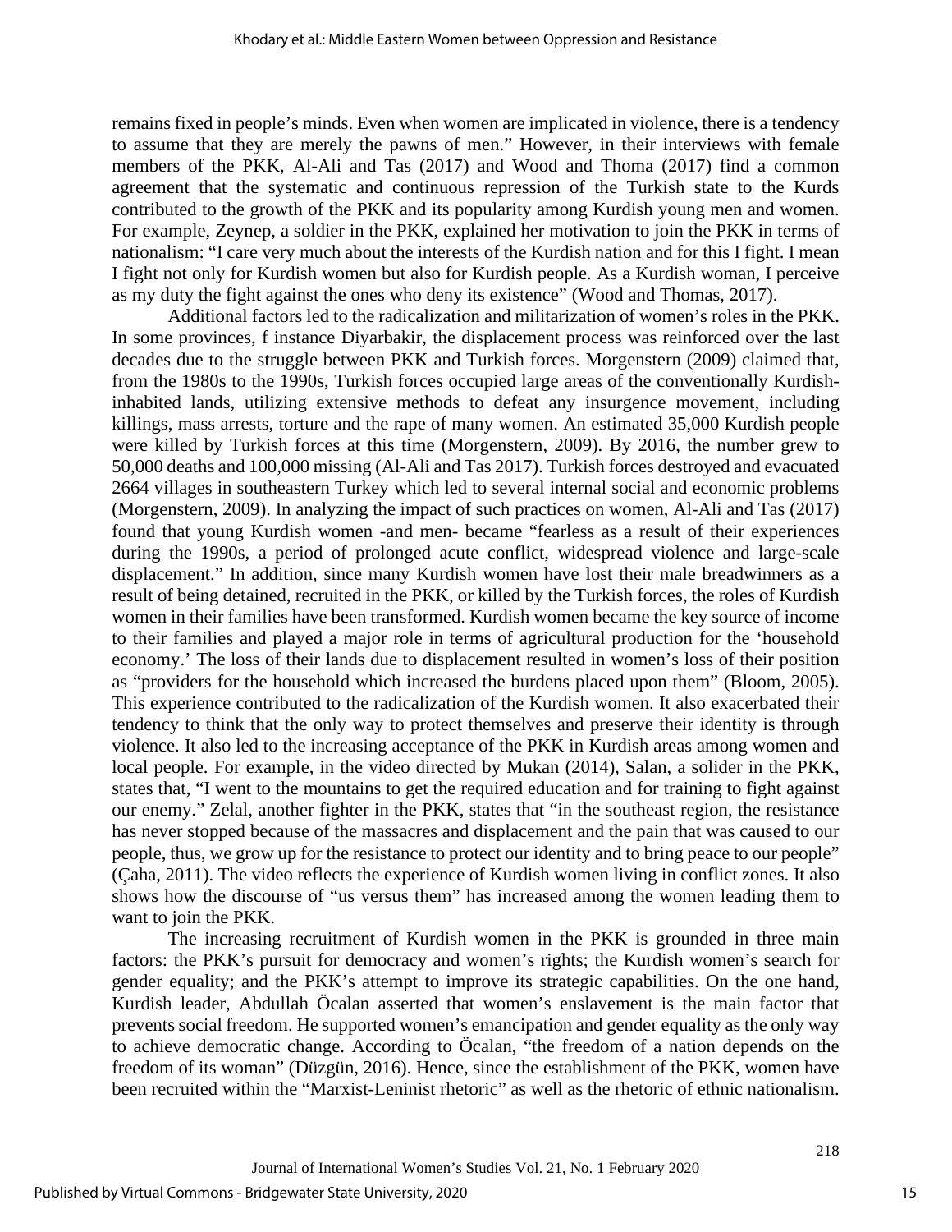remains fixed in people's minds. Even when women are implicated in violence, there is a tendency to assume that they are merely the pawns of men." However, in their interviews with female members of the PKK, Al-Ali and Tas (2017) and Wood and Thoma (2017) find a common agreement that the systematic and continuous repression of the Turkish state to the Kurds contributed to the growth of the PKK and its popularity among Kurdish young men and women. For example, Zeynep, a soldier in the PKK, explained her motivation to join the PKK in terms of nationalism: "I care very much about the interests of the Kurdish nation and for this I fight. I mean I fight not only for Kurdish women but also for Kurdish people. As a Kurdish woman, I perceive as my duty the fight against the ones who deny its existence" (Wood and Thomas, 2017).

Additional factors led to the radicalization and militarization of women's roles in the PKK. In some provinces, f instance Diyarbakir, the displacement process was reinforced over the last decades due to the struggle between PKK and Turkish forces. Morgenstern (2009) claimed that, from the 1980s to the 1990s, Turkish forces occupied large areas of the conventionally Kurdish-inhabited lands, utilizing extensive methods to defeat any insurgence movement, including killings, mass arrests, torture and the rape of many women. An estimated 35,000 Kurdish people were killed by Turkish forces at this time (Morgenstern, 2009). By 2016, the number grew to 50,000 deaths and 100,000 missing (Al-Ali and Tas 2017). Turkish forces destroyed and evacuated 2664 villages in southeastern Turkey which led to several internal social and economic problems (Morgenstern, 2009). In analyzing the impact of such practices on women, Al-Ali and Tas (2017) found that young Kurdish women -and men- became "fearless as a result of their experiences during the 1990s, a period of prolonged acute conflict, widespread violence and large-scale displacement." In addition, since many Kurdish women have lost their male breadwinners as a result of being detained, recruited in the PKK, or killed by the Turkish forces, the roles of Kurdish women in their families have been transformed. Kurdish women became the key source of income to their families and played a major role in terms of agricultural production for the 'household economy.' The loss of their lands due to displacement resulted in women's loss of their position as "providers for the household which increased the burdens placed upon them" (Bloom, 2005). This experience contributed to the radicalization of the Kurdish women. It also exacerbated their tendency to think that the only way to protect themselves and preserve their identity is through violence. It also led to the increasing acceptance of the PKK in Kurdish areas among women and local people. For example, in the video directed by Mukan (2014), Salan, a solider in the PKK, states that, "I went to the mountains to get the required education and for training to fight against our enemy." Zelal, another fighter in the PKK, states that "in the southeast region, the resistance has never stopped because of the massacres and displacement and the pain that was caused to our people, thus, we grow up for the resistance to protect our identity and to bring peace to our people" (Çaha, 2011). The video reflects the experience of Kurdish women living in conflict zones. It also shows how the discourse of "us versus them" has increased among the women leading them to want to join the PKK.

The increasing recruitment of Kurdish women in the PKK is grounded in three main factors: the PKK's pursuit for democracy and women's rights; the Kurdish women's search for gender equality; and the PKK's attempt to improve its strategic capabilities. On the one hand, Kurdish leader, Abdullah Öcalan asserted that women's enslavement is the main factor that prevents social freedom. He supported women's emancipation and gender equality as the only way to achieve democratic change. According to Öcalan, "the freedom of a nation depends on the freedom of its woman" (Düzgün, 2016). Hence, since the establishment of the PKK, women have been recruited within the "Marxist-Leninist rhetoric" as well as the rhetoric of ethnic nationalism.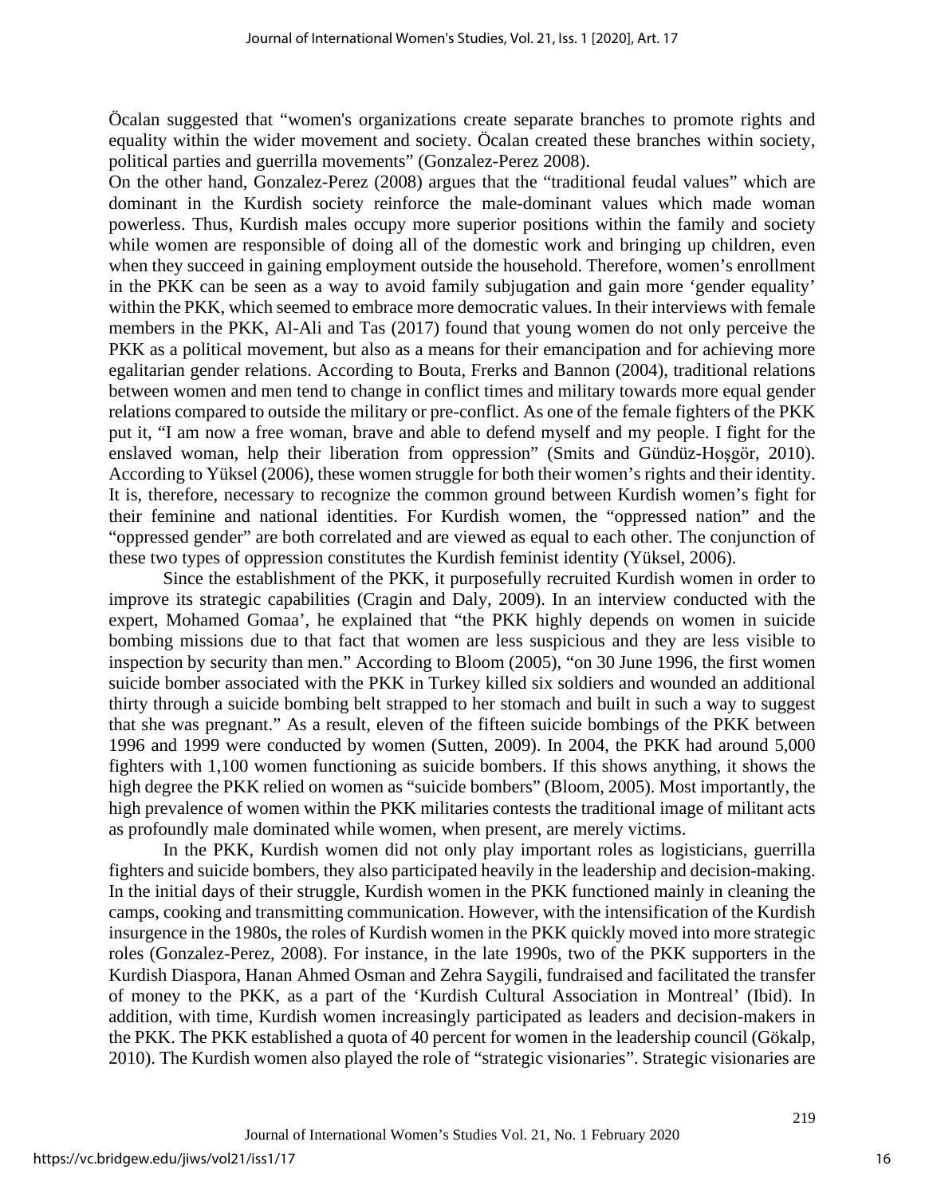Öcalan suggested that "women's organizations create separate branches to promote rights and equality within the wider movement and society. Öcalan created these branches within society, political parties and guerrilla movements" (Gonzalez-Perez 2008).

On the other hand, Gonzalez-Perez (2008) argues that the "traditional feudal values" which are dominant in the Kurdish society reinforce the male-dominant values which made woman powerless. Thus, Kurdish males occupy more superior positions within the family and society while women are responsible of doing all of the domestic work and bringing up children, even when they succeed in gaining employment outside the household. Therefore, women's enrollment in the PKK can be seen as a way to avoid family subjugation and gain more 'gender equality' within the PKK, which seemed to embrace more democratic values. In their interviews with female members in the PKK, Al-Ali and Tas (2017) found that young women do not only perceive the PKK as a political movement, but also as a means for their emancipation and for achieving more egalitarian gender relations. According to Bouta, Frerks and Bannon (2004), traditional relations between women and men tend to change in conflict times and military towards more equal gender relations compared to outside the military or pre-conflict. As one of the female fighters of the PKK put it, "I am now a free woman, brave and able to defend myself and my people. I fight for the enslaved woman, help their liberation from oppression" (Smits and Gündüz-Hoşgör, 2010). According to Yüksel (2006), these women struggle for both their women's rights and their identity. It is, therefore, necessary to recognize the common ground between Kurdish women's fight for their feminine and national identities. For Kurdish women, the "oppressed nation" and the "oppressed gender" are both correlated and are viewed as equal to each other. The conjunction of these two types of oppression constitutes the Kurdish feminist identity (Yüksel, 2006).

Since the establishment of the PKK, it purposefully recruited Kurdish women in order to improve its strategic capabilities (Cragin and Daly, 2009). In an interview conducted with the expert, Mohamed Gomaa', he explained that "the PKK highly depends on women in suicide bombing missions due to that fact that women are less suspicious and they are less visible to inspection by security than men." According to Bloom (2005), "on 30 June 1996, the first women suicide bomber associated with the PKK in Turkey killed six soldiers and wounded an additional thirty through a suicide bombing belt strapped to her stomach and built in such a way to suggest that she was pregnant." As a result, eleven of the fifteen suicide bombings of the PKK between 1996 and 1999 were conducted by women (Sutten, 2009). In 2004, the PKK had around 5,000 fighters with 1,100 women functioning as suicide bombers. If this shows anything, it shows the high degree the PKK relied on women as "suicide bombers" (Bloom, 2005). Most importantly, the high prevalence of women within the PKK militaries contests the traditional image of militant acts as profoundly male dominated while women, when present, are merely victims.

In the PKK, Kurdish women did not only play important roles as logisticians, guerrilla fighters and suicide bombers, they also participated heavily in the leadership and decision-making. In the initial days of their struggle, Kurdish women in the PKK functioned mainly in cleaning the camps, cooking and transmitting communication. However, with the intensification of the Kurdish insurgence in the 1980s, the roles of Kurdish women in the PKK quickly moved into more strategic roles (Gonzalez-Perez, 2008). For instance, in the late 1990s, two of the PKK supporters in the Kurdish Diaspora, Hanan Ahmed Osman and Zehra Saygili, fundraised and facilitated the transfer of money to the PKK, as a part of the 'Kurdish Cultural Association in Montreal' (Ibid). In addition, with time, Kurdish women increasingly participated as leaders and decision-makers in the PKK. The PKK established a quota of 40 percent for women in the leadership council (Gökalp, 2010). The Kurdish women also played the role of "strategic visionaries". Strategic visionaries are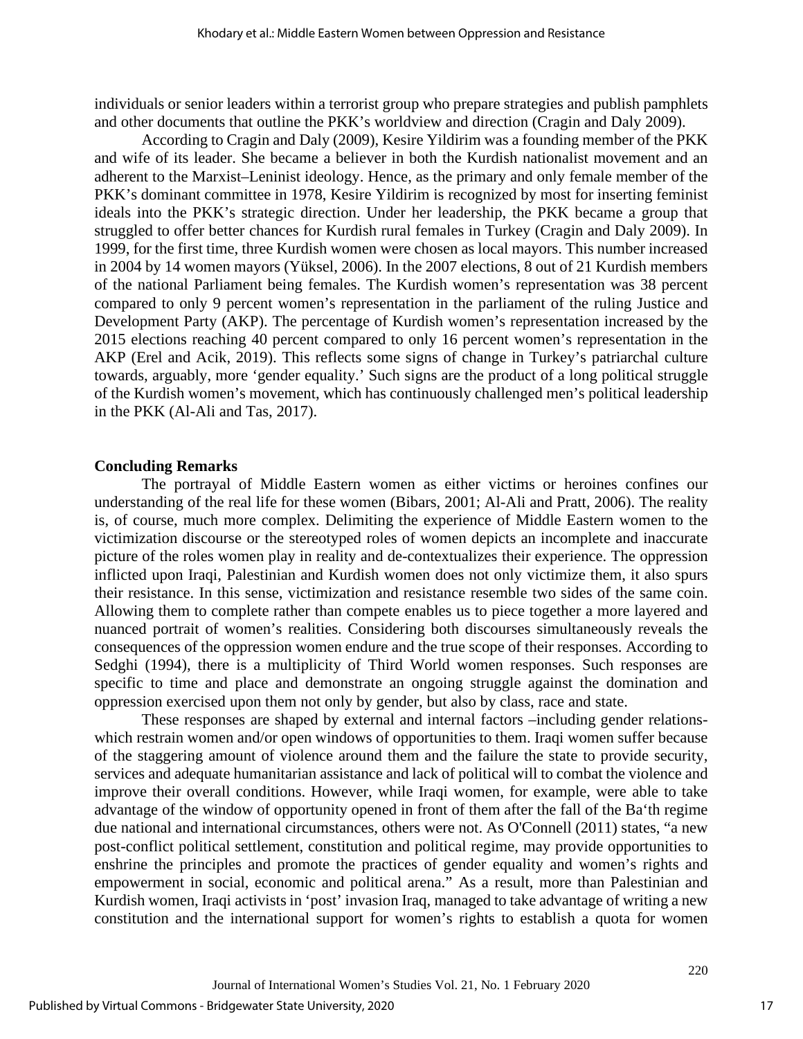individuals or senior leaders within a terrorist group who prepare strategies and publish pamphlets and other documents that outline the PKK's worldview and direction (Cragin and Daly 2009).

According to Cragin and Daly (2009), Kesire Yildirim was a founding member of the PKK and wife of its leader. She became a believer in both the Kurdish nationalist movement and an adherent to the Marxist–Leninist ideology. Hence, as the primary and only female member of the PKK's dominant committee in 1978, Kesire Yildirim is recognized by most for inserting feminist ideals into the PKK's strategic direction. Under her leadership, the PKK became a group that struggled to offer better chances for Kurdish rural females in Turkey (Cragin and Daly 2009). In 1999, for the first time, three Kurdish women were chosen as local mayors. This number increased in 2004 by 14 women mayors (Yüksel, 2006). In the 2007 elections, 8 out of 21 Kurdish members of the national Parliament being females. The Kurdish women's representation was 38 percent compared to only 9 percent women's representation in the parliament of the ruling Justice and Development Party (AKP). The percentage of Kurdish women's representation increased by the 2015 elections reaching 40 percent compared to only 16 percent women's representation in the AKP (Erel and Acik, 2019). This reflects some signs of change in Turkey's patriarchal culture towards, arguably, more 'gender equality.' Such signs are the product of a long political struggle of the Kurdish women's movement, which has continuously challenged men's political leadership in the PKK (Al-Ali and Tas, 2017).

## Concluding Remarks

The portrayal of Middle Eastern women as either victims or heroines confines our understanding of the real life for these women (Bibars, 2001; Al-Ali and Pratt, 2006). The reality is, of course, much more complex. Delimiting the experience of Middle Eastern women to the victimization discourse or the stereotyped roles of women depicts an incomplete and inaccurate picture of the roles women play in reality and de-contextualizes their experience. The oppression inflicted upon Iraqi, Palestinian and Kurdish women does not only victimize them, it also spurs their resistance. In this sense, victimization and resistance resemble two sides of the same coin. Allowing them to complete rather than compete enables us to piece together a more layered and nuanced portrait of women's realities. Considering both discourses simultaneously reveals the consequences of the oppression women endure and the true scope of their responses. According to Sedghi (1994), there is a multiplicity of Third World women responses. Such responses are specific to time and place and demonstrate an ongoing struggle against the domination and oppression exercised upon them not only by gender, but also by class, race and state.

These responses are shaped by external and internal factors –including gender relations- which restrain women and/or open windows of opportunities to them. Iraqi women suffer because of the staggering amount of violence around them and the failure the state to provide security, services and adequate humanitarian assistance and lack of political will to combat the violence and improve their overall conditions. However, while Iraqi women, for example, were able to take advantage of the window of opportunity opened in front of them after the fall of the Ba'th regime due national and international circumstances, others were not. As O'Connell (2011) states, "a new post-conflict political settlement, constitution and political regime, may provide opportunities to enshrine the principles and promote the practices of gender equality and women's rights and empowerment in social, economic and political arena." As a result, more than Palestinian and Kurdish women, Iraqi activists in 'post' invasion Iraq, managed to take advantage of writing a new constitution and the international support for women's rights to establish a quota for women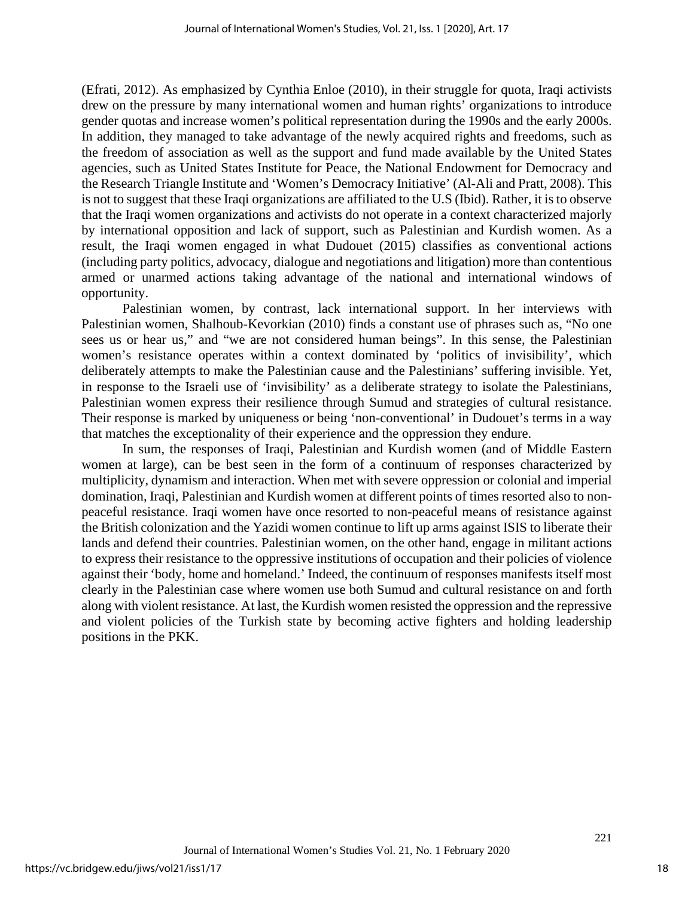(Efrati, 2012). As emphasized by Cynthia Enloe (2010), in their struggle for quota, Iraqi activists drew on the pressure by many international women and human rights' organizations to introduce gender quotas and increase women's political representation during the 1990s and the early 2000s. In addition, they managed to take advantage of the newly acquired rights and freedoms, such as the freedom of association as well as the support and fund made available by the United States agencies, such as United States Institute for Peace, the National Endowment for Democracy and the Research Triangle Institute and 'Women's Democracy Initiative' (Al-Ali and Pratt, 2008). This is not to suggest that these Iraqi organizations are affiliated to the U.S (Ibid). Rather, it is to observe that the Iraqi women organizations and activists do not operate in a context characterized majorly by international opposition and lack of support, such as Palestinian and Kurdish women. As a result, the Iraqi women engaged in what Dudouet (2015) classifies as conventional actions (including party politics, advocacy, dialogue and negotiations and litigation) more than contentious armed or unarmed actions taking advantage of the national and international windows of opportunity.

Palestinian women, by contrast, lack international support. In her interviews with Palestinian women, Shalhoub-Kevorkian (2010) finds a constant use of phrases such as, "No one sees us or hear us," and "we are not considered human beings". In this sense, the Palestinian women's resistance operates within a context dominated by 'politics of invisibility', which deliberately attempts to make the Palestinian cause and the Palestinians' suffering invisible. Yet, in response to the Israeli use of 'invisibility' as a deliberate strategy to isolate the Palestinians, Palestinian women express their resilience through Sumud and strategies of cultural resistance. Their response is marked by uniqueness or being 'non-conventional' in Dudouet's terms in a way that matches the exceptionality of their experience and the oppression they endure.

In sum, the responses of Iraqi, Palestinian and Kurdish women (and of Middle Eastern women at large), can be best seen in the form of a continuum of responses characterized by multiplicity, dynamism and interaction. When met with severe oppression or colonial and imperial domination, Iraqi, Palestinian and Kurdish women at different points of times resorted also to non-peaceful resistance. Iraqi women have once resorted to non-peaceful means of resistance against the British colonization and the Yazidi women continue to lift up arms against ISIS to liberate their lands and defend their countries. Palestinian women, on the other hand, engage in militant actions to express their resistance to the oppressive institutions of occupation and their policies of violence against their 'body, home and homeland.' Indeed, the continuum of responses manifests itself most clearly in the Palestinian case where women use both Sumud and cultural resistance on and forth along with violent resistance. At last, the Kurdish women resisted the oppression and the repressive and violent policies of the Turkish state by becoming active fighters and holding leadership positions in the PKK.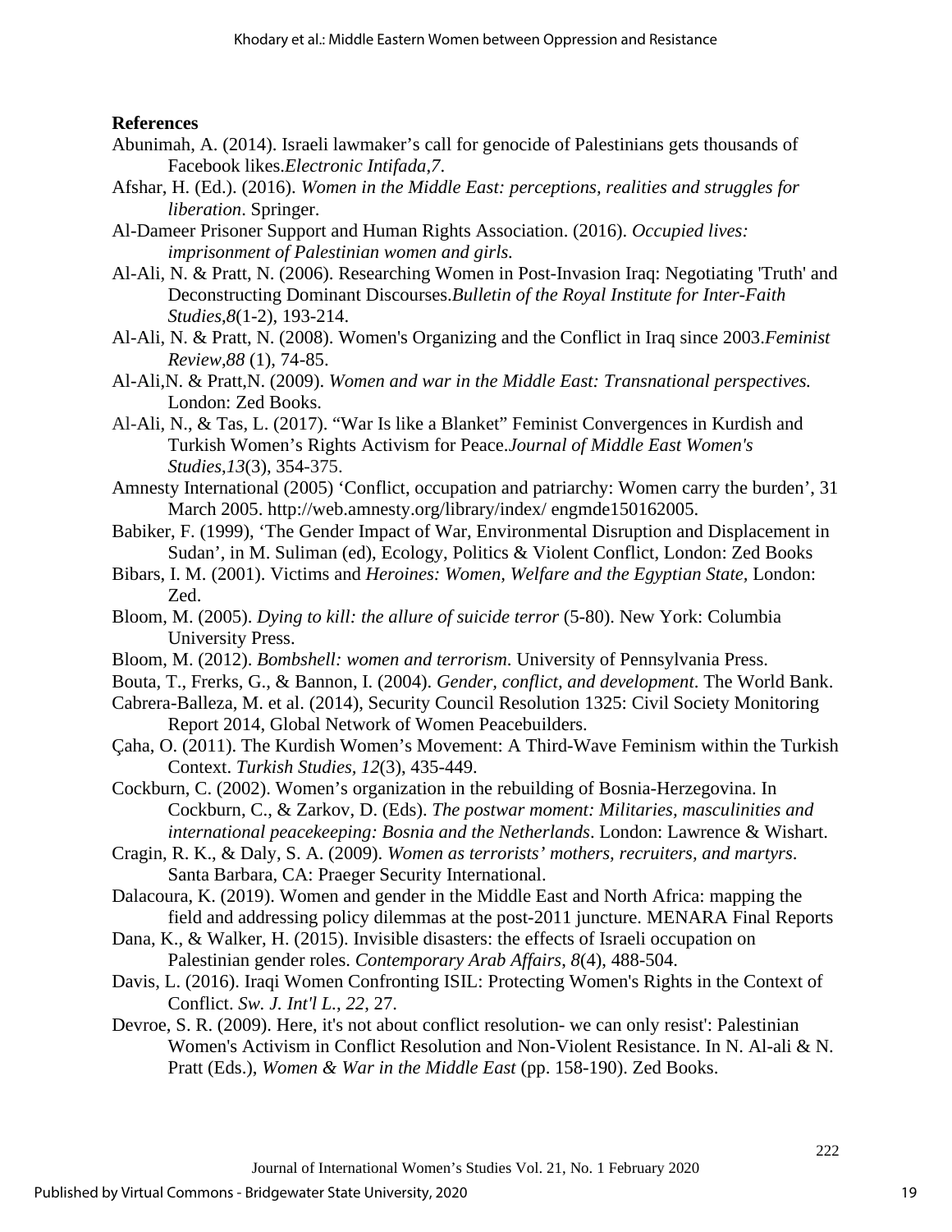**References**

Abunimah, A. (2014). Israeli lawmaker's call for genocide of Palestinians gets thousands of Facebook likes.*Electronic Intifada*,*7*.

Afshar, H. (Ed.). (2016). *Women in the Middle East: perceptions, realities and struggles for liberation*. Springer.

Al-Dameer Prisoner Support and Human Rights Association. (2016). *Occupied lives: imprisonment of Palestinian women and girls.*

Al-Ali, N. & Pratt, N. (2006). Researching Women in Post-Invasion Iraq: Negotiating 'Truth' and Deconstructing Dominant Discourses.*Bulletin of the Royal Institute for Inter-Faith Studies*,*8*(1-2), 193-214.

Al-Ali, N. & Pratt, N. (2008). Women's Organizing and the Conflict in Iraq since 2003.*Feminist Review*,*88* (1), 74-85.

Al-Ali,N. & Pratt,N. (2009). *Women and war in the Middle East: Transnational perspectives.* London: Zed Books.

Al-Ali, N., & Tas, L. (2017). "War Is like a Blanket" Feminist Convergences in Kurdish and Turkish Women's Rights Activism for Peace.*Journal of Middle East Women's Studies*,*13*(3), 354-375.

Amnesty International (2005) 'Conflict, occupation and patriarchy: Women carry the burden', 31 March 2005. http://web.amnesty.org/library/index/ engmde150162005.

Babiker, F. (1999), 'The Gender Impact of War, Environmental Disruption and Displacement in Sudan', in M. Suliman (ed), Ecology, Politics & Violent Conflict, London: Zed Books

Bibars, I. M. (2001). Victims and *Heroines: Women, Welfare and the Egyptian State*, London: Zed.

Bloom, M. (2005). *Dying to kill: the allure of suicide terror* (5-80). New York: Columbia University Press.

Bloom, M. (2012). *Bombshell: women and terrorism*. University of Pennsylvania Press.

Bouta, T., Frerks, G., & Bannon, I. (2004). *Gender, conflict, and development*. The World Bank.

Cabrera-Balleza, M. et al. (2014), Security Council Resolution 1325: Civil Society Monitoring Report 2014, Global Network of Women Peacebuilders.

Çaha, O. (2011). The Kurdish Women's Movement: A Third-Wave Feminism within the Turkish Context. *Turkish Studies*, *12*(3), 435-449.

Cockburn, C. (2002). Women's organization in the rebuilding of Bosnia-Herzegovina. In Cockburn, C., & Zarkov, D. (Eds). *The postwar moment: Militaries, masculinities and international peacekeeping: Bosnia and the Netherlands*. London: Lawrence & Wishart.

Cragin, R. K., & Daly, S. A. (2009). *Women as terrorists' mothers, recruiters, and martyrs*. Santa Barbara, CA: Praeger Security International.

Dalacoura, K. (2019). Women and gender in the Middle East and North Africa: mapping the field and addressing policy dilemmas at the post-2011 juncture. MENARA Final Reports

Dana, K., & Walker, H. (2015). Invisible disasters: the effects of Israeli occupation on Palestinian gender roles. *Contemporary Arab Affairs*, *8*(4), 488-504.

Davis, L. (2016). Iraqi Women Confronting ISIL: Protecting Women's Rights in the Context of Conflict. *Sw. J. Int'l L.*, *22*, 27.

Devroe, S. R. (2009). Here, it's not about conflict resolution- we can only resist': Palestinian Women's Activism in Conflict Resolution and Non-Violent Resistance. In N. Al-ali & N. Pratt (Eds.), *Women & War in the Middle East* (pp. 158-190). Zed Books.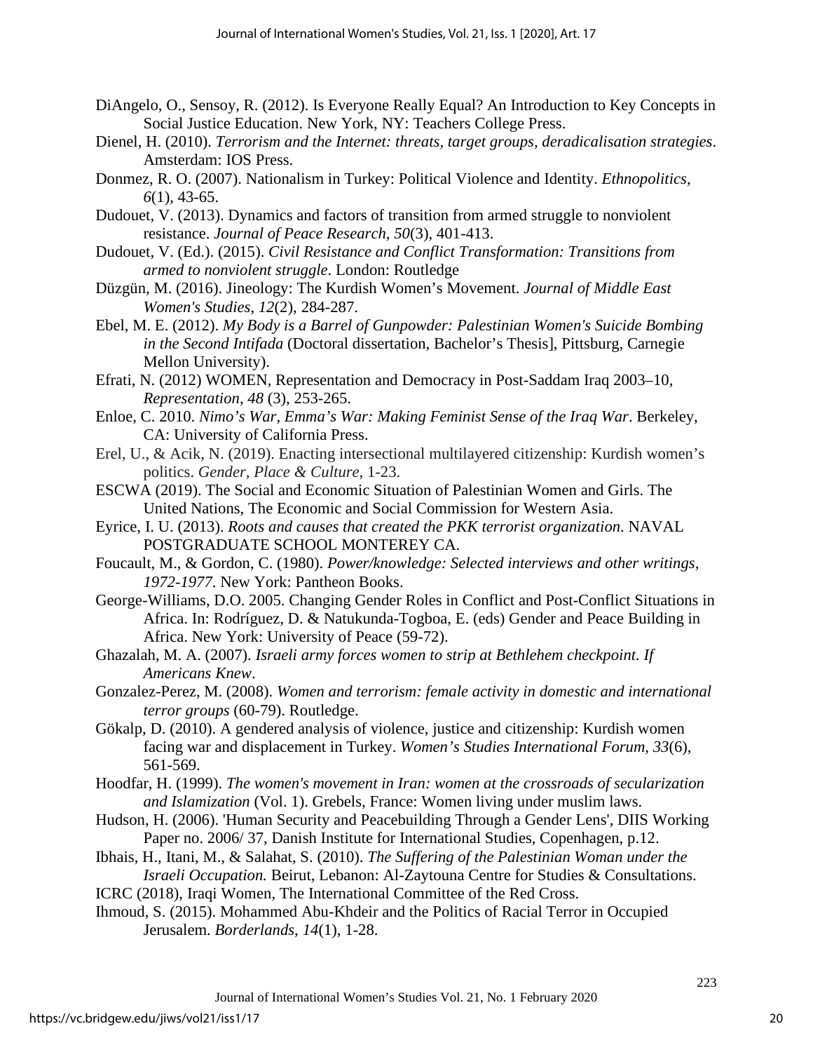DiAngelo, O., Sensoy, R. (2012). Is Everyone Really Equal? An Introduction to Key Concepts in Social Justice Education. New York, NY: Teachers College Press.

Dienel, H. (2010). *Terrorism and the Internet: threats, target groups, deradicalisation strategies*. Amsterdam: IOS Press.

Donmez, R. O. (2007). Nationalism in Turkey: Political Violence and Identity. *Ethnopolitics*, *6*(1), 43-65.

Dudouet, V. (2013). Dynamics and factors of transition from armed struggle to nonviolent resistance. *Journal of Peace Research*, *50*(3), 401-413.

Dudouet, V. (Ed.). (2015). *Civil Resistance and Conflict Transformation: Transitions from armed to nonviolent struggle*. London: Routledge

Düzgün, M. (2016). Jineology: The Kurdish Women's Movement. *Journal of Middle East Women's Studies*, *12*(2), 284-287.

Ebel, M. E. (2012). *My Body is a Barrel of Gunpowder: Palestinian Women's Suicide Bombing in the Second Intifada* (Doctoral dissertation, Bachelor's Thesis], Pittsburg, Carnegie Mellon University).

Efrati, N. (2012) WOMEN, Representation and Democracy in Post-Saddam Iraq 2003–10, *Representation*, *48* (3), 253-265.

Enloe, C. 2010. *Nimo's War, Emma's War: Making Feminist Sense of the Iraq War*. Berkeley, CA: University of California Press.

Erel, U., & Acik, N. (2019). Enacting intersectional multilayered citizenship: Kurdish women's politics. *Gender, Place & Culture*, 1-23.

ESCWA (2019). The Social and Economic Situation of Palestinian Women and Girls. The United Nations, The Economic and Social Commission for Western Asia.

Eyrice, I. U. (2013). *Roots and causes that created the PKK terrorist organization*. NAVAL POSTGRADUATE SCHOOL MONTEREY CA.

Foucault, M., & Gordon, C. (1980). *Power/knowledge: Selected interviews and other writings, 1972-1977*. New York: Pantheon Books.

George-Williams, D.O. 2005. Changing Gender Roles in Conflict and Post-Conflict Situations in Africa. In: Rodríguez, D. & Natukunda-Togboa, E. (eds) Gender and Peace Building in Africa. New York: University of Peace (59-72).

Ghazalah, M. A. (2007). *Israeli army forces women to strip at Bethlehem checkpoint. If Americans Knew*.

Gonzalez-Perez, M. (2008). *Women and terrorism: female activity in domestic and international terror groups* (60-79). Routledge.

Gökalp, D. (2010). A gendered analysis of violence, justice and citizenship: Kurdish women facing war and displacement in Turkey. *Women's Studies International Forum*, *33*(6), 561-569.

Hoodfar, H. (1999). *The women's movement in Iran: women at the crossroads of secularization and Islamization* (Vol. 1). Grebels, France: Women living under muslim laws.

Hudson, H. (2006). 'Human Security and Peacebuilding Through a Gender Lens', DIIS Working Paper no. 2006/ 37, Danish Institute for International Studies, Copenhagen, p.12.

Ibhais, H., Itani, M., & Salahat, S. (2010). *The Suffering of the Palestinian Woman under the Israeli Occupation.* Beirut, Lebanon: Al-Zaytouna Centre for Studies & Consultations.

ICRC (2018), Iraqi Women, The International Committee of the Red Cross.

Ihmoud, S. (2015). Mohammed Abu-Khdeir and the Politics of Racial Terror in Occupied Jerusalem. *Borderlands*, *14*(1), 1-28.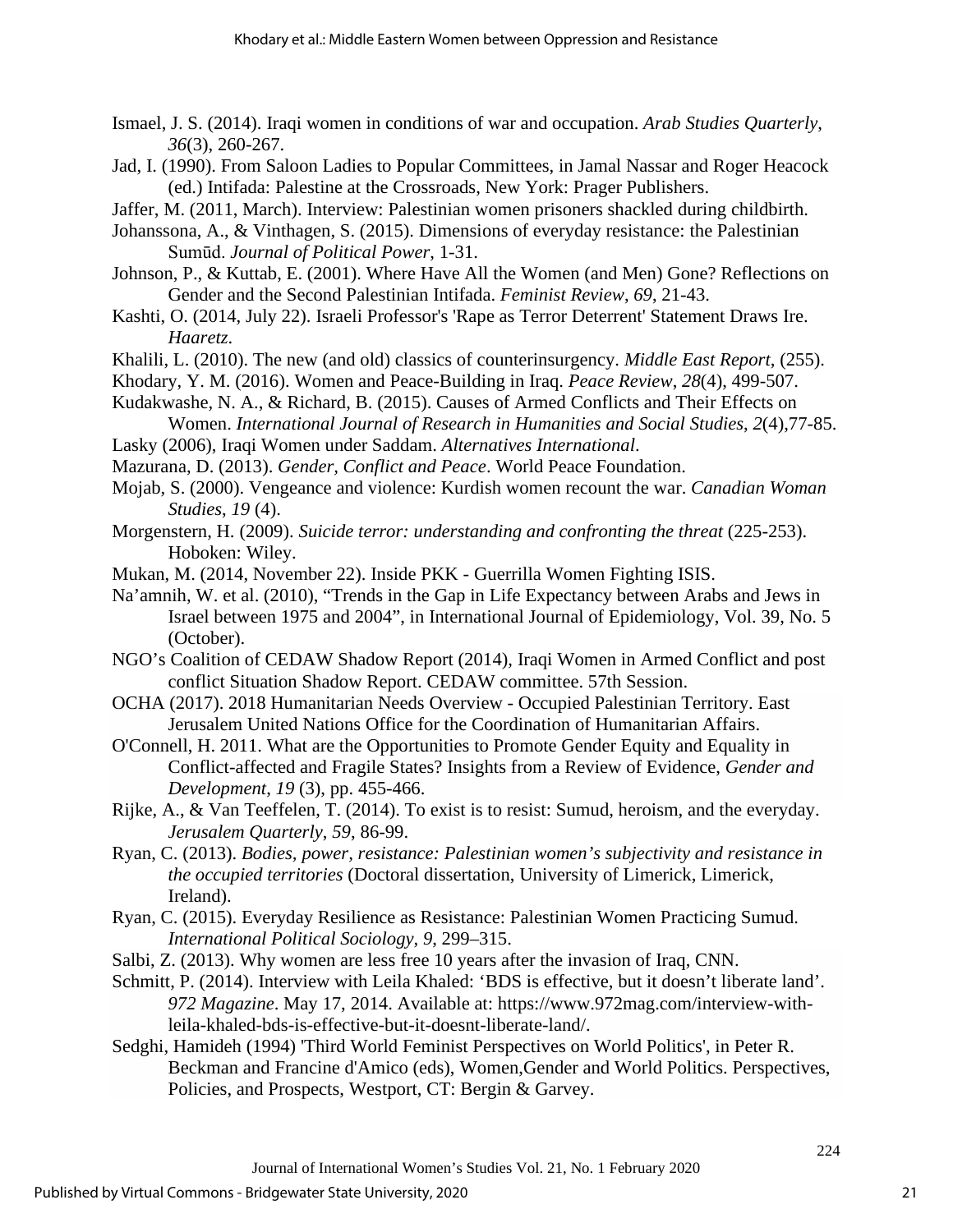Ismael, J. S. (2014). Iraqi women in conditions of war and occupation. *Arab Studies Quarterly*, *36*(3), 260-267.

Jad, I. (1990). From Saloon Ladies to Popular Committees, in Jamal Nassar and Roger Heacock (ed.) Intifada: Palestine at the Crossroads, New York: Prager Publishers.

Jaffer, M. (2011, March). Interview: Palestinian women prisoners shackled during childbirth.

Johanssona, A., & Vinthagen, S. (2015). Dimensions of everyday resistance: the Palestinian Sumūd. *Journal of Political Power*, 1-31.

Johnson, P., & Kuttab, E. (2001). Where Have All the Women (and Men) Gone? Reflections on Gender and the Second Palestinian Intifada. *Feminist Review*, *69*, 21-43.

Kashti, O. (2014, July 22). Israeli Professor's 'Rape as Terror Deterrent' Statement Draws Ire. *Haaretz*.

Khalili, L. (2010). The new (and old) classics of counterinsurgency. *Middle East Report*, (255).

Khodary, Y. M. (2016). Women and Peace-Building in Iraq. *Peace Review*, *28*(4), 499-507.

Kudakwashe, N. A., & Richard, B. (2015). Causes of Armed Conflicts and Their Effects on Women. *International Journal of Research in Humanities and Social Studies*, *2*(4),77-85.

Lasky (2006), Iraqi Women under Saddam. *Alternatives International*.

Mazurana, D. (2013). *Gender, Conflict and Peace*. World Peace Foundation.

Mojab, S. (2000). Vengeance and violence: Kurdish women recount the war. *Canadian Woman Studies*, *19* (4).

Morgenstern, H. (2009). *Suicide terror: understanding and confronting the threat* (225-253). Hoboken: Wiley.

Mukan, M. (2014, November 22). Inside PKK - Guerrilla Women Fighting ISIS.

Na'amnih, W. et al. (2010), "Trends in the Gap in Life Expectancy between Arabs and Jews in Israel between 1975 and 2004", in International Journal of Epidemiology, Vol. 39, No. 5 (October).

NGO's Coalition of CEDAW Shadow Report (2014), Iraqi Women in Armed Conflict and post conflict Situation Shadow Report. CEDAW committee. 57th Session.

OCHA (2017). 2018 Humanitarian Needs Overview - Occupied Palestinian Territory. East Jerusalem United Nations Office for the Coordination of Humanitarian Affairs.

O'Connell, H. 2011. What are the Opportunities to Promote Gender Equity and Equality in Conflict-affected and Fragile States? Insights from a Review of Evidence, *Gender and Development*, *19* (3), pp. 455-466.

Rijke, A., & Van Teeffelen, T. (2014). To exist is to resist: Sumud, heroism, and the everyday. *Jerusalem Quarterly*, *59*, 86-99.

Ryan, C. (2013). *Bodies, power, resistance: Palestinian women's subjectivity and resistance in the occupied territories* (Doctoral dissertation, University of Limerick, Limerick, Ireland).

Ryan, C. (2015). Everyday Resilience as Resistance: Palestinian Women Practicing Sumud. *International Political Sociology*, *9*, 299–315.

Salbi, Z. (2013). Why women are less free 10 years after the invasion of Iraq, CNN.

Schmitt, P. (2014). Interview with Leila Khaled: 'BDS is effective, but it doesn't liberate land'. *972 Magazine*. May 17, 2014. Available at: https://www.972mag.com/interview-with-leila-khaled-bds-is-effective-but-it-doesnt-liberate-land/.

Sedghi, Hamideh (1994) 'Third World Feminist Perspectives on World Politics', in Peter R. Beckman and Francine d'Amico (eds), Women,Gender and World Politics. Perspectives, Policies, and Prospects, Westport, CT: Bergin & Garvey.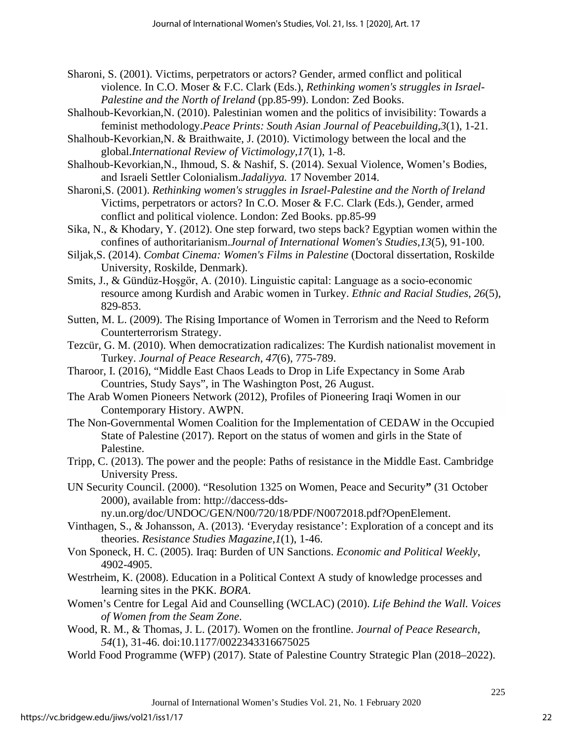Sharoni, S. (2001). Victims, perpetrators or actors? Gender, armed conflict and political violence. In C.O. Moser & F.C. Clark (Eds.), *Rethinking women's struggles in Israel-Palestine and the North of Ireland* (pp.85-99). London: Zed Books.

Shalhoub-Kevorkian,N. (2010). Palestinian women and the politics of invisibility: Towards a feminist methodology.*Peace Prints: South Asian Journal of Peacebuilding*,*3*(1), 1-21.

Shalhoub-Kevorkian,N. & Braithwaite, J. (2010). Victimology between the local and the global.*International Review of Victimology*,*17*(1), 1-8.

Shalhoub-Kevorkian,N., Ihmoud, S. & Nashif, S. (2014). Sexual Violence, Women's Bodies, and Israeli Settler Colonialism.*Jadaliyya.* 17 November 2014.

Sharoni,S. (2001). *Rethinking women's struggles in Israel-Palestine and the North of Ireland* Victims, perpetrators or actors? In C.O. Moser & F.C. Clark (Eds.), Gender, armed conflict and political violence. London: Zed Books. pp.85-99

Sika, N., & Khodary, Y. (2012). One step forward, two steps back? Egyptian women within the confines of authoritarianism.*Journal of International Women's Studies*,*13*(5), 91-100.

Siljak,S. (2014). *Combat Cinema: Women's Films in Palestine* (Doctoral dissertation, Roskilde University, Roskilde, Denmark).

Smits, J., & Gündüz-Hoşgör, A. (2010). Linguistic capital: Language as a socio-economic resource among Kurdish and Arabic women in Turkey. *Ethnic and Racial Studies*, *26*(5), 829-853.

Sutten, M. L. (2009). The Rising Importance of Women in Terrorism and the Need to Reform Counterterrorism Strategy.

Tezcür, G. M. (2010). When democratization radicalizes: The Kurdish nationalist movement in Turkey. *Journal of Peace Research*, *47*(6), 775-789.

Tharoor, I. (2016), "Middle East Chaos Leads to Drop in Life Expectancy in Some Arab Countries, Study Says", in The Washington Post, 26 August.

The Arab Women Pioneers Network (2012), Profiles of Pioneering Iraqi Women in our Contemporary History. AWPN.

The Non-Governmental Women Coalition for the Implementation of CEDAW in the Occupied State of Palestine (2017). Report on the status of women and girls in the State of Palestine.

Tripp, C. (2013). The power and the people: Paths of resistance in the Middle East. Cambridge University Press.

UN Security Council. (2000). "Resolution 1325 on Women, Peace and Security**"** (31 October 2000), available from: http://daccess-dds-ny.un.org/doc/UNDOC/GEN/N00/720/18/PDF/N0072018.pdf?OpenElement.

Vinthagen, S., & Johansson, A. (2013). 'Everyday resistance': Exploration of a concept and its theories. *Resistance Studies Magazine*,*1*(1), 1-46.

Von Sponeck, H. C. (2005). Iraq: Burden of UN Sanctions. *Economic and Political Weekly*, 4902-4905.

Westrheim, K. (2008). Education in a Political Context A study of knowledge processes and learning sites in the PKK. *BORA*.

Women's Centre for Legal Aid and Counselling (WCLAC) (2010). *Life Behind the Wall. Voices of Women from the Seam Zone*.

Wood, R. M., & Thomas, J. L. (2017). Women on the frontline. *Journal of Peace Research, 54*(1), 31-46. doi:10.1177/0022343316675025

World Food Programme (WFP) (2017). State of Palestine Country Strategic Plan (2018–2022).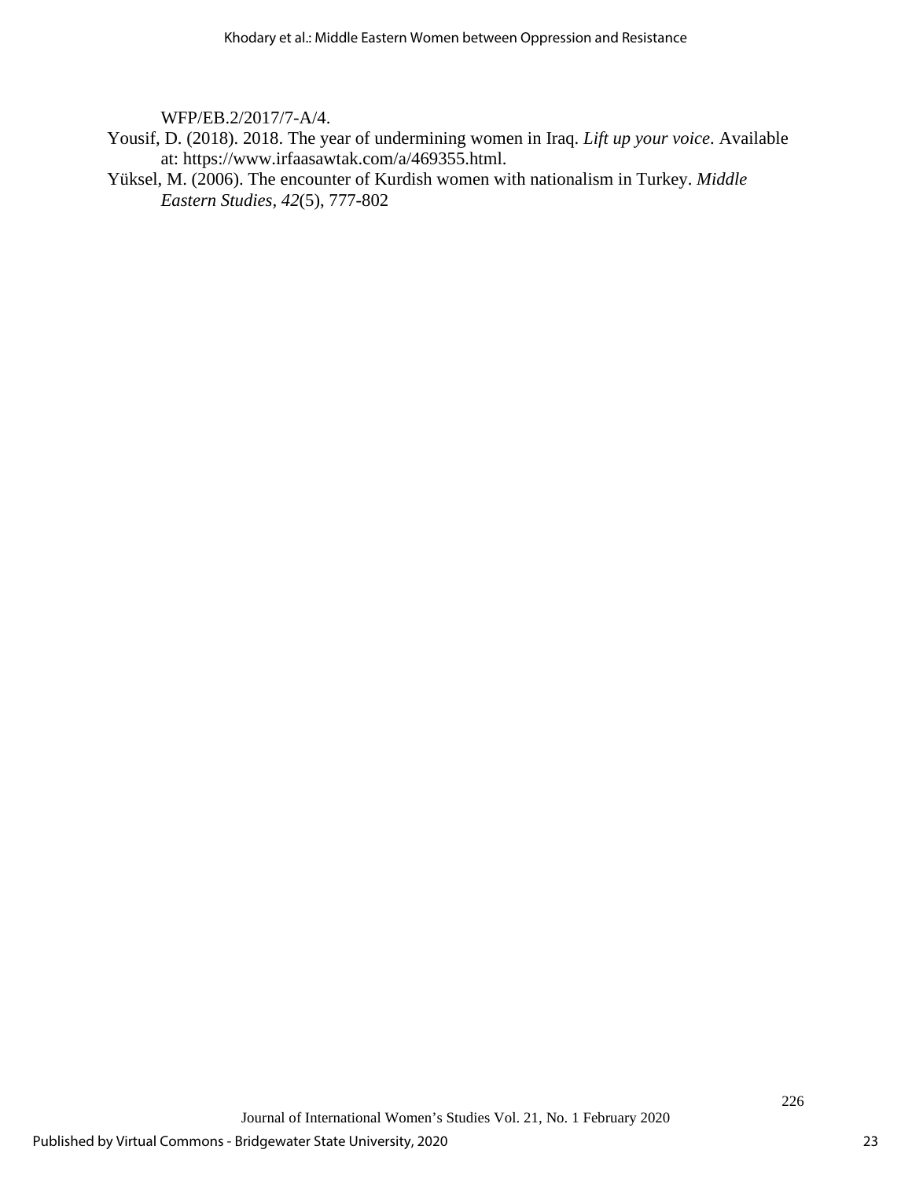WFP/EB.2/2017/7-A/4.

Yousif, D. (2018). 2018. The year of undermining women in Iraq. *Lift up your voice*. Available at: https://www.irfaasawtak.com/a/469355.html.

Yüksel, M. (2006). The encounter of Kurdish women with nationalism in Turkey. *Middle Eastern Studies, 42*(5), 777-802